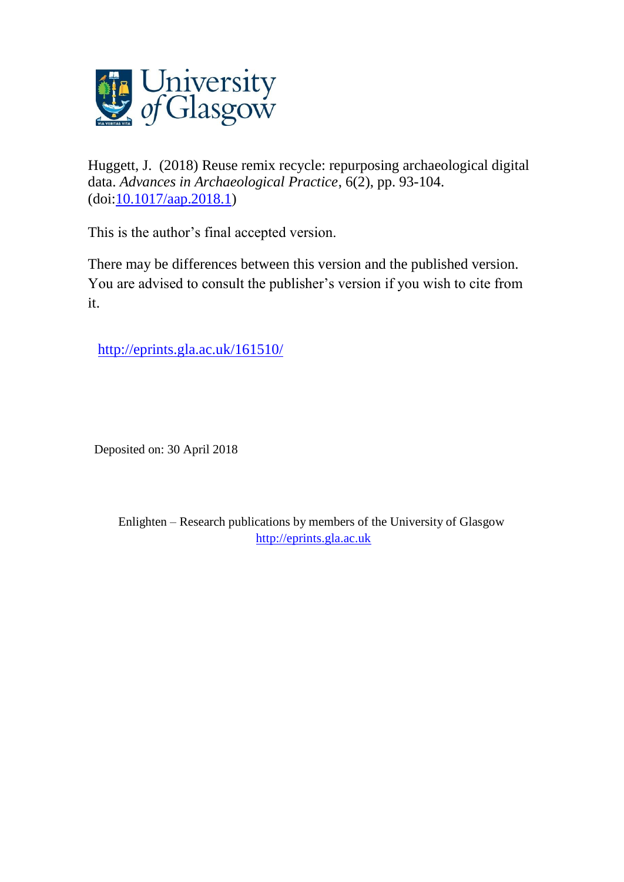University of Glasgow

Huggett, J. (2018) Reuse remix recycle: repurposing archaeological digital data. *Advances in Archaeological Practice*, 6(2), pp. 93-104. (doi:[10.1017/aap.2018.1](https://doi.org/10.1017/aap.2018.1))

This is the author's final accepted version.

There may be differences between this version and the published version. You are advised to consult the publisher's version if you wish to cite from it.

http://eprints.gla.ac.uk/161510/

Deposited on: 30 April 2018

Enlighten – Research publications by members of the University of Glasgow
http://eprints.gla.ac.uk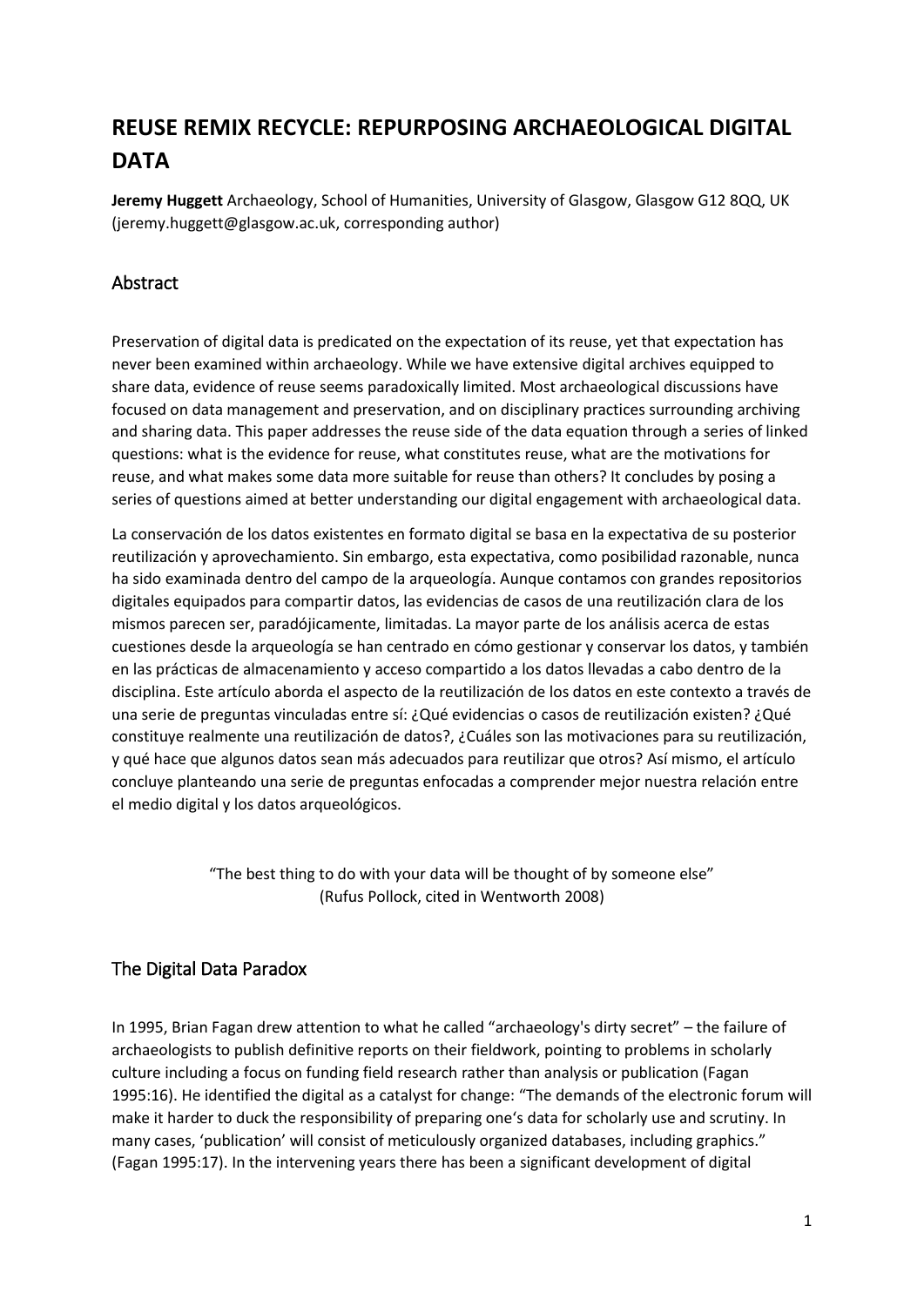# REUSE REMIX RECYCLE: REPURPOSING ARCHAEOLOGICAL DIGITAL DATA

**Jeremy Huggett** Archaeology, School of Humanities, University of Glasgow, Glasgow G12 8QQ, UK (jeremy.huggett@glasgow.ac.uk, corresponding author)

## Abstract

Preservation of digital data is predicated on the expectation of its reuse, yet that expectation has never been examined within archaeology. While we have extensive digital archives equipped to share data, evidence of reuse seems paradoxically limited. Most archaeological discussions have focused on data management and preservation, and on disciplinary practices surrounding archiving and sharing data. This paper addresses the reuse side of the data equation through a series of linked questions: what is the evidence for reuse, what constitutes reuse, what are the motivations for reuse, and what makes some data more suitable for reuse than others? It concludes by posing a series of questions aimed at better understanding our digital engagement with archaeological data.

La conservación de los datos existentes en formato digital se basa en la expectativa de su posterior reutilización y aprovechamiento. Sin embargo, esta expectativa, como posibilidad razonable, nunca ha sido examinada dentro del campo de la arqueología. Aunque contamos con grandes repositorios digitales equipados para compartir datos, las evidencias de casos de una reutilización clara de los mismos parecen ser, paradójicamente, limitadas. La mayor parte de los análisis acerca de estas cuestiones desde la arqueología se han centrado en cómo gestionar y conservar los datos, y también en las prácticas de almacenamiento y acceso compartido a los datos llevadas a cabo dentro de la disciplina. Este artículo aborda el aspecto de la reutilización de los datos en este contexto a través de una serie de preguntas vinculadas entre sí: ¿Qué evidencias o casos de reutilización existen? ¿Qué constituye realmente una reutilización de datos?, ¿Cuáles son las motivaciones para su reutilización, y qué hace que algunos datos sean más adecuados para reutilizar que otros? Así mismo, el artículo concluye planteando una serie de preguntas enfocadas a comprender mejor nuestra relación entre el medio digital y los datos arqueológicos.

> "The best thing to do with your data will be thought of by someone else"
> (Rufus Pollock, cited in Wentworth 2008)

## The Digital Data Paradox

In 1995, Brian Fagan drew attention to what he called "archaeology's dirty secret" – the failure of archaeologists to publish definitive reports on their fieldwork, pointing to problems in scholarly culture including a focus on funding field research rather than analysis or publication (Fagan 1995:16). He identified the digital as a catalyst for change: "The demands of the electronic forum will make it harder to duck the responsibility of preparing one's data for scholarly use and scrutiny. In many cases, 'publication' will consist of meticulously organized databases, including graphics." (Fagan 1995:17). In the intervening years there has been a significant development of digital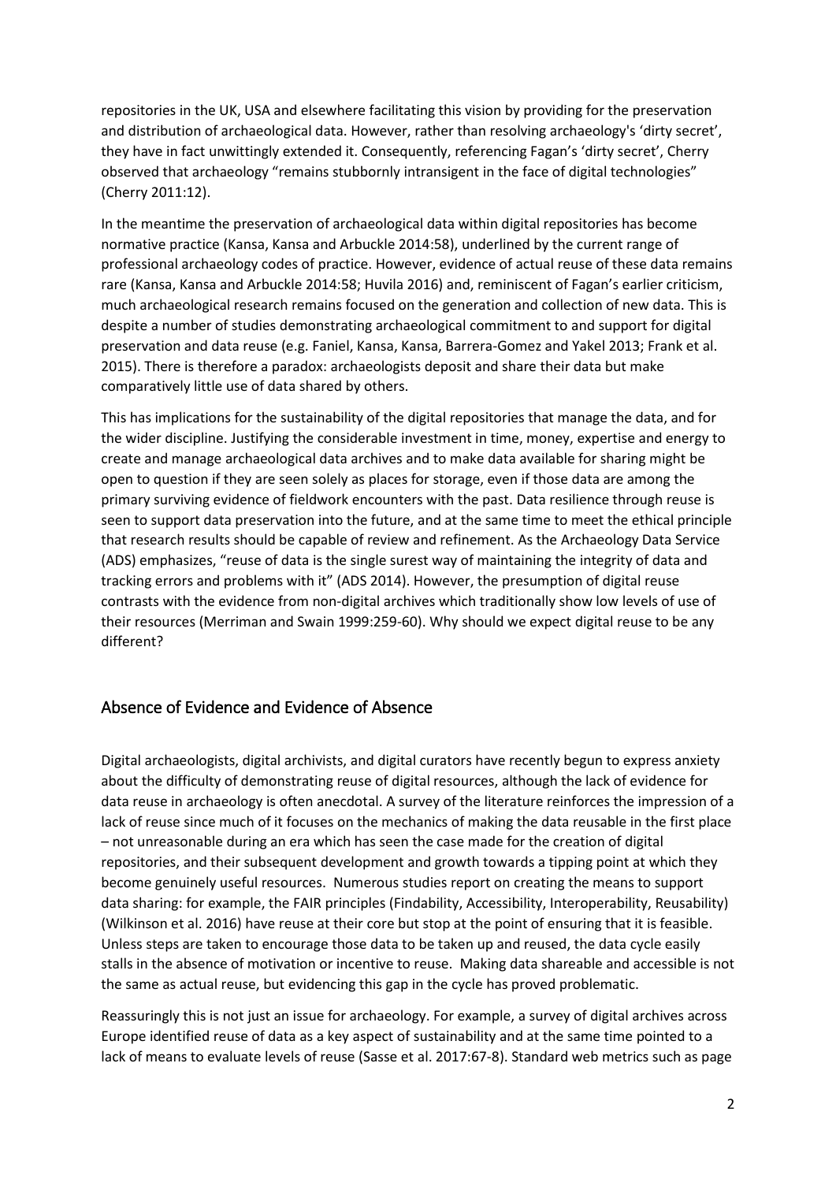repositories in the UK, USA and elsewhere facilitating this vision by providing for the preservation and distribution of archaeological data. However, rather than resolving archaeology's 'dirty secret', they have in fact unwittingly extended it. Consequently, referencing Fagan's 'dirty secret', Cherry observed that archaeology "remains stubbornly intransigent in the face of digital technologies" (Cherry 2011:12).

In the meantime the preservation of archaeological data within digital repositories has become normative practice (Kansa, Kansa and Arbuckle 2014:58), underlined by the current range of professional archaeology codes of practice. However, evidence of actual reuse of these data remains rare (Kansa, Kansa and Arbuckle 2014:58; Huvila 2016) and, reminiscent of Fagan's earlier criticism, much archaeological research remains focused on the generation and collection of new data. This is despite a number of studies demonstrating archaeological commitment to and support for digital preservation and data reuse (e.g. Faniel, Kansa, Kansa, Barrera-Gomez and Yakel 2013; Frank et al. 2015). There is therefore a paradox: archaeologists deposit and share their data but make comparatively little use of data shared by others.

This has implications for the sustainability of the digital repositories that manage the data, and for the wider discipline. Justifying the considerable investment in time, money, expertise and energy to create and manage archaeological data archives and to make data available for sharing might be open to question if they are seen solely as places for storage, even if those data are among the primary surviving evidence of fieldwork encounters with the past. Data resilience through reuse is seen to support data preservation into the future, and at the same time to meet the ethical principle that research results should be capable of review and refinement. As the Archaeology Data Service (ADS) emphasizes, "reuse of data is the single surest way of maintaining the integrity of data and tracking errors and problems with it" (ADS 2014). However, the presumption of digital reuse contrasts with the evidence from non-digital archives which traditionally show low levels of use of their resources (Merriman and Swain 1999:259-60). Why should we expect digital reuse to be any different?

## Absence of Evidence and Evidence of Absence

Digital archaeologists, digital archivists, and digital curators have recently begun to express anxiety about the difficulty of demonstrating reuse of digital resources, although the lack of evidence for data reuse in archaeology is often anecdotal. A survey of the literature reinforces the impression of a lack of reuse since much of it focuses on the mechanics of making the data reusable in the first place – not unreasonable during an era which has seen the case made for the creation of digital repositories, and their subsequent development and growth towards a tipping point at which they become genuinely useful resources. Numerous studies report on creating the means to support data sharing: for example, the FAIR principles (Findability, Accessibility, Interoperability, Reusability) (Wilkinson et al. 2016) have reuse at their core but stop at the point of ensuring that it is feasible. Unless steps are taken to encourage those data to be taken up and reused, the data cycle easily stalls in the absence of motivation or incentive to reuse. Making data shareable and accessible is not the same as actual reuse, but evidencing this gap in the cycle has proved problematic.

Reassuringly this is not just an issue for archaeology. For example, a survey of digital archives across Europe identified reuse of data as a key aspect of sustainability and at the same time pointed to a lack of means to evaluate levels of reuse (Sasse et al. 2017:67-8). Standard web metrics such as page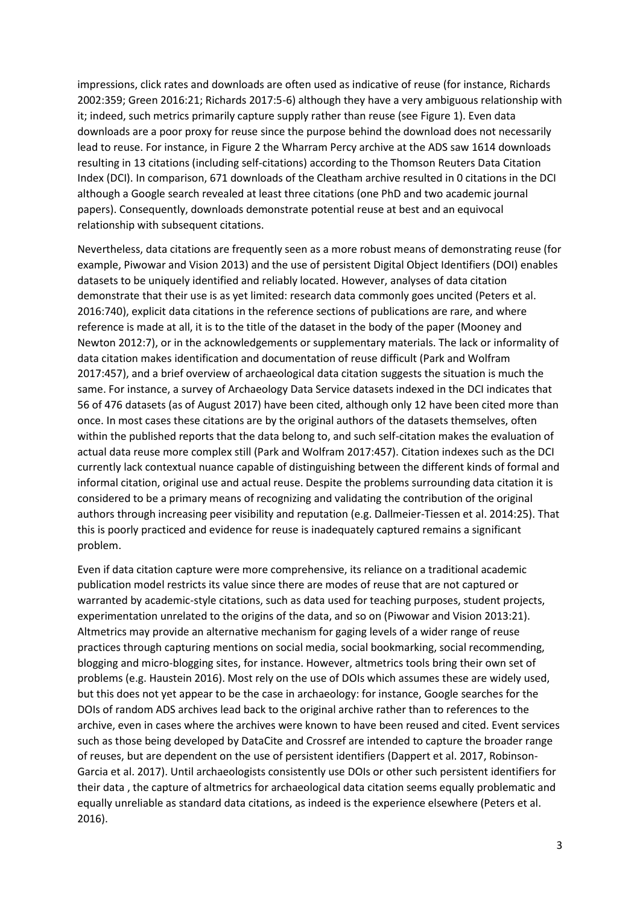impressions, click rates and downloads are often used as indicative of reuse (for instance, Richards 2002:359; Green 2016:21; Richards 2017:5-6) although they have a very ambiguous relationship with it; indeed, such metrics primarily capture supply rather than reuse (see Figure 1). Even data downloads are a poor proxy for reuse since the purpose behind the download does not necessarily lead to reuse. For instance, in Figure 2 the Wharram Percy archive at the ADS saw 1614 downloads resulting in 13 citations (including self-citations) according to the Thomson Reuters Data Citation Index (DCI). In comparison, 671 downloads of the Cleatham archive resulted in 0 citations in the DCI although a Google search revealed at least three citations (one PhD and two academic journal papers). Consequently, downloads demonstrate potential reuse at best and an equivocal relationship with subsequent citations.

Nevertheless, data citations are frequently seen as a more robust means of demonstrating reuse (for example, Piwowar and Vision 2013) and the use of persistent Digital Object Identifiers (DOI) enables datasets to be uniquely identified and reliably located. However, analyses of data citation demonstrate that their use is as yet limited: research data commonly goes uncited (Peters et al. 2016:740), explicit data citations in the reference sections of publications are rare, and where reference is made at all, it is to the title of the dataset in the body of the paper (Mooney and Newton 2012:7), or in the acknowledgements or supplementary materials. The lack or informality of data citation makes identification and documentation of reuse difficult (Park and Wolfram 2017:457), and a brief overview of archaeological data citation suggests the situation is much the same. For instance, a survey of Archaeology Data Service datasets indexed in the DCI indicates that 56 of 476 datasets (as of August 2017) have been cited, although only 12 have been cited more than once. In most cases these citations are by the original authors of the datasets themselves, often within the published reports that the data belong to, and such self-citation makes the evaluation of actual data reuse more complex still (Park and Wolfram 2017:457). Citation indexes such as the DCI currently lack contextual nuance capable of distinguishing between the different kinds of formal and informal citation, original use and actual reuse. Despite the problems surrounding data citation it is considered to be a primary means of recognizing and validating the contribution of the original authors through increasing peer visibility and reputation (e.g. Dallmeier-Tiessen et al. 2014:25). That this is poorly practiced and evidence for reuse is inadequately captured remains a significant problem.

Even if data citation capture were more comprehensive, its reliance on a traditional academic publication model restricts its value since there are modes of reuse that are not captured or warranted by academic-style citations, such as data used for teaching purposes, student projects, experimentation unrelated to the origins of the data, and so on (Piwowar and Vision 2013:21). Altmetrics may provide an alternative mechanism for gaging levels of a wider range of reuse practices through capturing mentions on social media, social bookmarking, social recommending, blogging and micro-blogging sites, for instance. However, altmetrics tools bring their own set of problems (e.g. Haustein 2016). Most rely on the use of DOIs which assumes these are widely used, but this does not yet appear to be the case in archaeology: for instance, Google searches for the DOIs of random ADS archives lead back to the original archive rather than to references to the archive, even in cases where the archives were known to have been reused and cited. Event services such as those being developed by DataCite and Crossref are intended to capture the broader range of reuses, but are dependent on the use of persistent identifiers (Dappert et al. 2017, Robinson-Garcia et al. 2017). Until archaeologists consistently use DOIs or other such persistent identifiers for their data , the capture of altmetrics for archaeological data citation seems equally problematic and equally unreliable as standard data citations, as indeed is the experience elsewhere (Peters et al. 2016).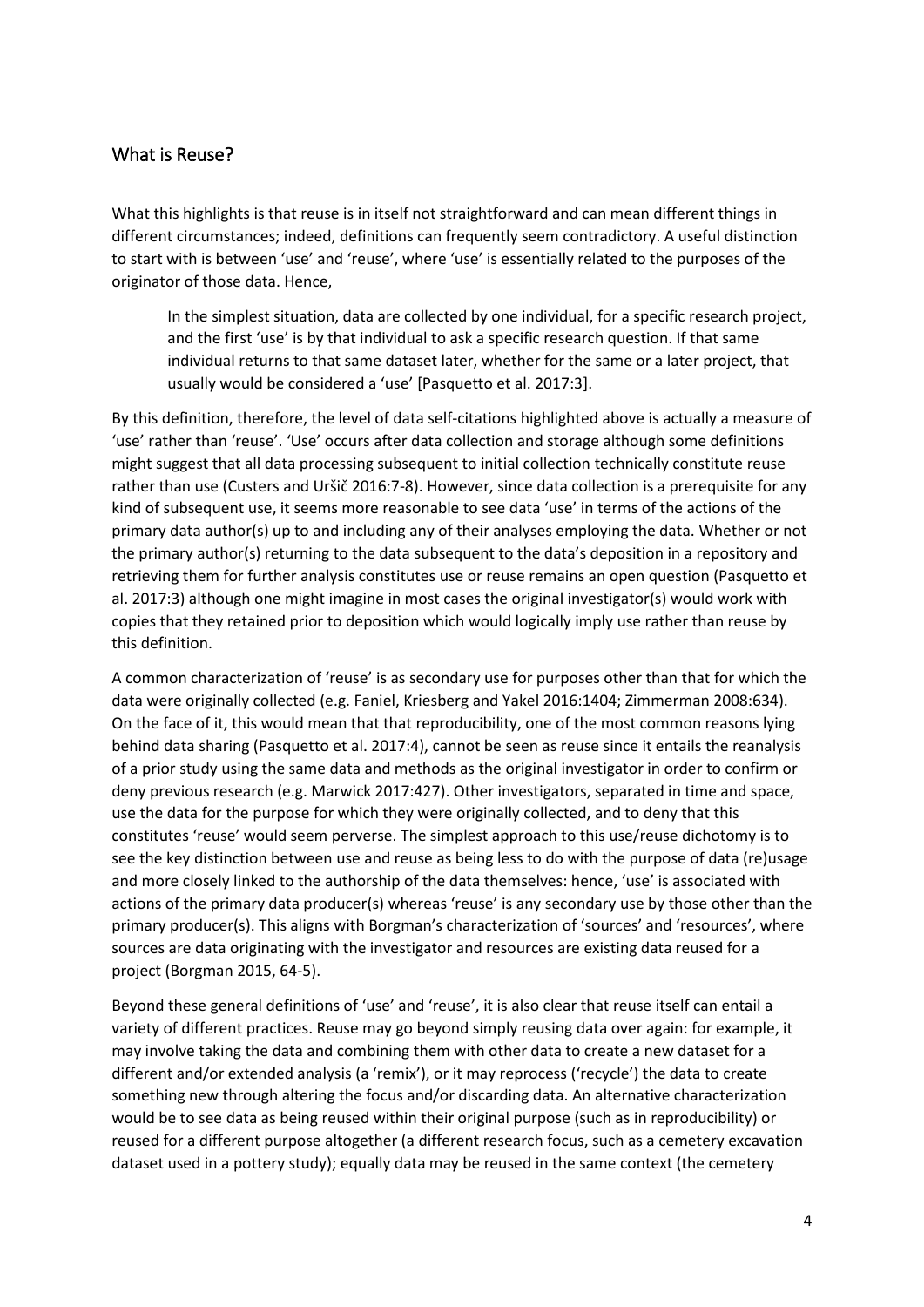## What is Reuse?

What this highlights is that reuse is in itself not straightforward and can mean different things in different circumstances; indeed, definitions can frequently seem contradictory. A useful distinction to start with is between 'use' and 'reuse', where 'use' is essentially related to the purposes of the originator of those data. Hence,

> In the simplest situation, data are collected by one individual, for a specific research project, and the first 'use' is by that individual to ask a specific research question. If that same individual returns to that same dataset later, whether for the same or a later project, that usually would be considered a 'use' [Pasquetto et al. 2017:3].

By this definition, therefore, the level of data self-citations highlighted above is actually a measure of 'use' rather than 'reuse'. 'Use' occurs after data collection and storage although some definitions might suggest that all data processing subsequent to initial collection technically constitute reuse rather than use (Custers and Uršič 2016:7-8). However, since data collection is a prerequisite for any kind of subsequent use, it seems more reasonable to see data 'use' in terms of the actions of the primary data author(s) up to and including any of their analyses employing the data. Whether or not the primary author(s) returning to the data subsequent to the data's deposition in a repository and retrieving them for further analysis constitutes use or reuse remains an open question (Pasquetto et al. 2017:3) although one might imagine in most cases the original investigator(s) would work with copies that they retained prior to deposition which would logically imply use rather than reuse by this definition.

A common characterization of 'reuse' is as secondary use for purposes other than that for which the data were originally collected (e.g. Faniel, Kriesberg and Yakel 2016:1404; Zimmerman 2008:634). On the face of it, this would mean that that reproducibility, one of the most common reasons lying behind data sharing (Pasquetto et al. 2017:4), cannot be seen as reuse since it entails the reanalysis of a prior study using the same data and methods as the original investigator in order to confirm or deny previous research (e.g. Marwick 2017:427). Other investigators, separated in time and space, use the data for the purpose for which they were originally collected, and to deny that this constitutes 'reuse' would seem perverse. The simplest approach to this use/reuse dichotomy is to see the key distinction between use and reuse as being less to do with the purpose of data (re)usage and more closely linked to the authorship of the data themselves: hence, 'use' is associated with actions of the primary data producer(s) whereas 'reuse' is any secondary use by those other than the primary producer(s). This aligns with Borgman's characterization of 'sources' and 'resources', where sources are data originating with the investigator and resources are existing data reused for a project (Borgman 2015, 64-5).

Beyond these general definitions of 'use' and 'reuse', it is also clear that reuse itself can entail a variety of different practices. Reuse may go beyond simply reusing data over again: for example, it may involve taking the data and combining them with other data to create a new dataset for a different and/or extended analysis (a 'remix'), or it may reprocess ('recycle') the data to create something new through altering the focus and/or discarding data. An alternative characterization would be to see data as being reused within their original purpose (such as in reproducibility) or reused for a different purpose altogether (a different research focus, such as a cemetery excavation dataset used in a pottery study); equally data may be reused in the same context (the cemetery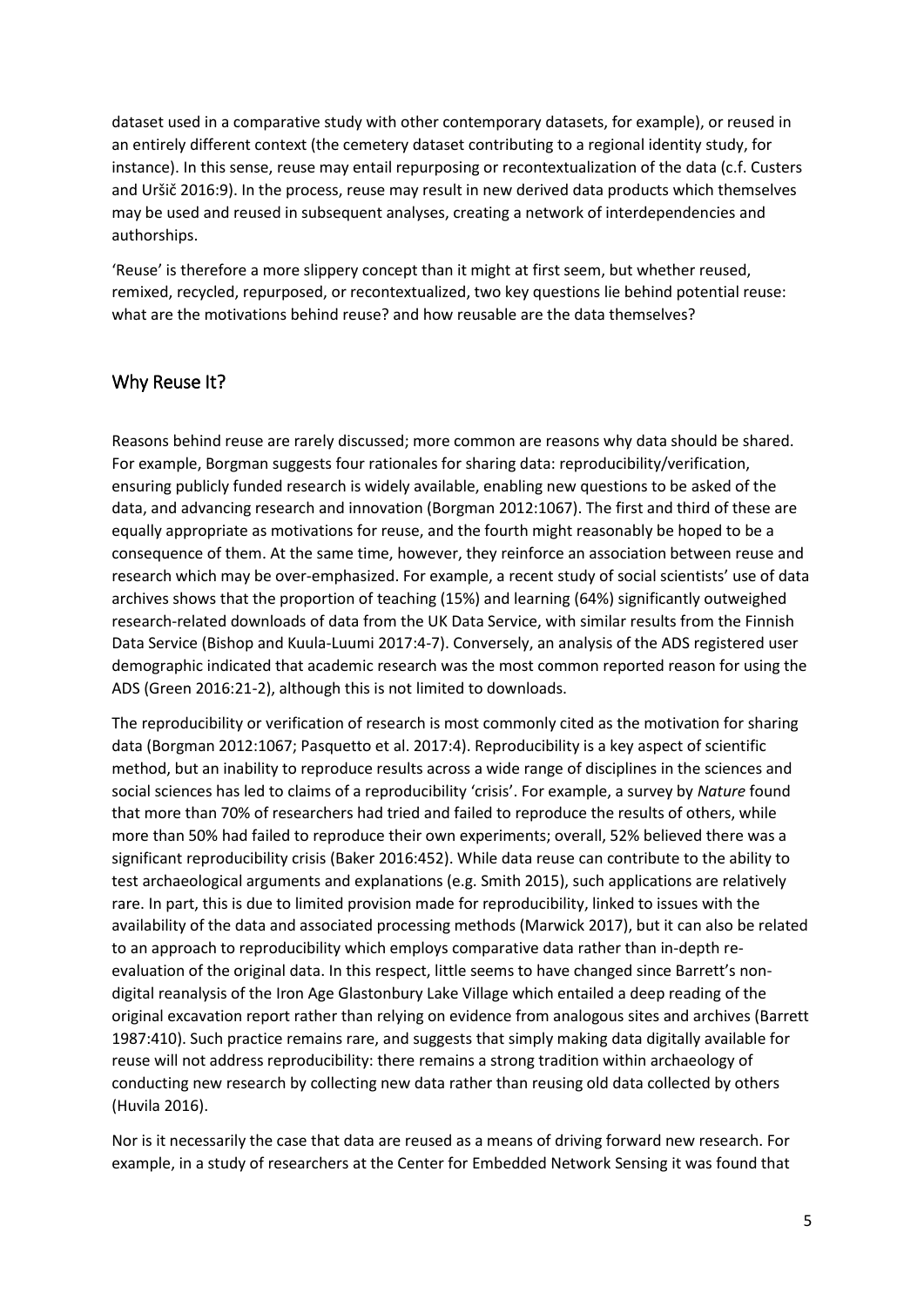dataset used in a comparative study with other contemporary datasets, for example), or reused in an entirely different context (the cemetery dataset contributing to a regional identity study, for instance). In this sense, reuse may entail repurposing or recontextualization of the data (c.f. Custers and Uršič 2016:9). In the process, reuse may result in new derived data products which themselves may be used and reused in subsequent analyses, creating a network of interdependencies and authorships.

'Reuse' is therefore a more slippery concept than it might at first seem, but whether reused, remixed, recycled, repurposed, or recontextualized, two key questions lie behind potential reuse: what are the motivations behind reuse? and how reusable are the data themselves?

## Why Reuse It?

Reasons behind reuse are rarely discussed; more common are reasons why data should be shared. For example, Borgman suggests four rationales for sharing data: reproducibility/verification, ensuring publicly funded research is widely available, enabling new questions to be asked of the data, and advancing research and innovation (Borgman 2012:1067). The first and third of these are equally appropriate as motivations for reuse, and the fourth might reasonably be hoped to be a consequence of them. At the same time, however, they reinforce an association between reuse and research which may be over-emphasized. For example, a recent study of social scientists' use of data archives shows that the proportion of teaching (15%) and learning (64%) significantly outweighed research-related downloads of data from the UK Data Service, with similar results from the Finnish Data Service (Bishop and Kuula-Luumi 2017:4-7). Conversely, an analysis of the ADS registered user demographic indicated that academic research was the most common reported reason for using the ADS (Green 2016:21-2), although this is not limited to downloads.

The reproducibility or verification of research is most commonly cited as the motivation for sharing data (Borgman 2012:1067; Pasquetto et al. 2017:4). Reproducibility is a key aspect of scientific method, but an inability to reproduce results across a wide range of disciplines in the sciences and social sciences has led to claims of a reproducibility 'crisis'. For example, a survey by *Nature* found that more than 70% of researchers had tried and failed to reproduce the results of others, while more than 50% had failed to reproduce their own experiments; overall, 52% believed there was a significant reproducibility crisis (Baker 2016:452). While data reuse can contribute to the ability to test archaeological arguments and explanations (e.g. Smith 2015), such applications are relatively rare. In part, this is due to limited provision made for reproducibility, linked to issues with the availability of the data and associated processing methods (Marwick 2017), but it can also be related to an approach to reproducibility which employs comparative data rather than in-depth re-evaluation of the original data. In this respect, little seems to have changed since Barrett's non-digital reanalysis of the Iron Age Glastonbury Lake Village which entailed a deep reading of the original excavation report rather than relying on evidence from analogous sites and archives (Barrett 1987:410). Such practice remains rare, and suggests that simply making data digitally available for reuse will not address reproducibility: there remains a strong tradition within archaeology of conducting new research by collecting new data rather than reusing old data collected by others (Huvila 2016).

Nor is it necessarily the case that data are reused as a means of driving forward new research. For example, in a study of researchers at the Center for Embedded Network Sensing it was found that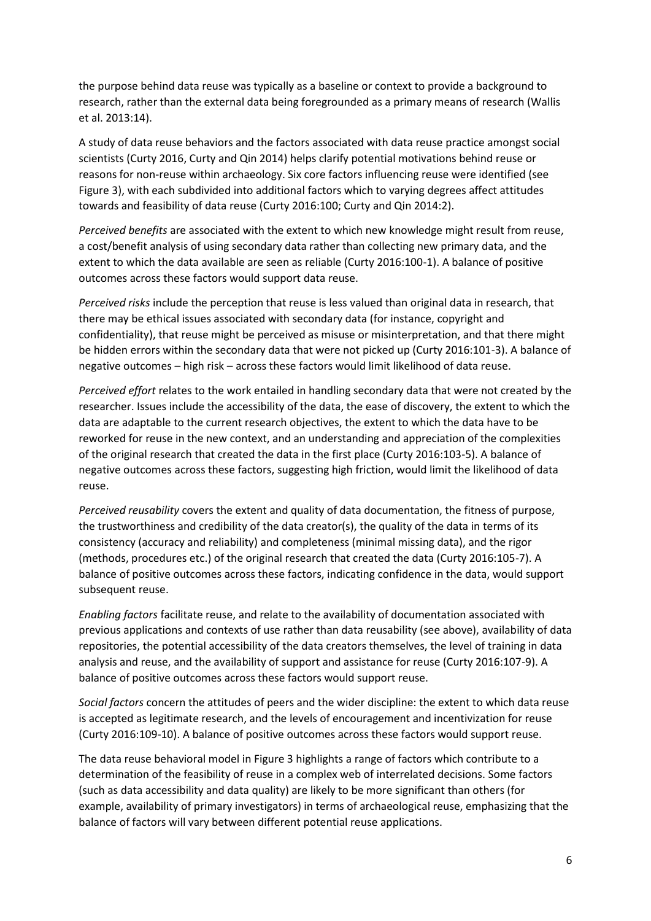the purpose behind data reuse was typically as a baseline or context to provide a background to research, rather than the external data being foregrounded as a primary means of research (Wallis et al. 2013:14).

A study of data reuse behaviors and the factors associated with data reuse practice amongst social scientists (Curty 2016, Curty and Qin 2014) helps clarify potential motivations behind reuse or reasons for non-reuse within archaeology. Six core factors influencing reuse were identified (see Figure 3), with each subdivided into additional factors which to varying degrees affect attitudes towards and feasibility of data reuse (Curty 2016:100; Curty and Qin 2014:2).

*Perceived benefits* are associated with the extent to which new knowledge might result from reuse, a cost/benefit analysis of using secondary data rather than collecting new primary data, and the extent to which the data available are seen as reliable (Curty 2016:100-1). A balance of positive outcomes across these factors would support data reuse.

*Perceived risks* include the perception that reuse is less valued than original data in research, that there may be ethical issues associated with secondary data (for instance, copyright and confidentiality), that reuse might be perceived as misuse or misinterpretation, and that there might be hidden errors within the secondary data that were not picked up (Curty 2016:101-3). A balance of negative outcomes – high risk – across these factors would limit likelihood of data reuse.

*Perceived effort* relates to the work entailed in handling secondary data that were not created by the researcher. Issues include the accessibility of the data, the ease of discovery, the extent to which the data are adaptable to the current research objectives, the extent to which the data have to be reworked for reuse in the new context, and an understanding and appreciation of the complexities of the original research that created the data in the first place (Curty 2016:103-5). A balance of negative outcomes across these factors, suggesting high friction, would limit the likelihood of data reuse.

*Perceived reusability* covers the extent and quality of data documentation, the fitness of purpose, the trustworthiness and credibility of the data creator(s), the quality of the data in terms of its consistency (accuracy and reliability) and completeness (minimal missing data), and the rigor (methods, procedures etc.) of the original research that created the data (Curty 2016:105-7). A balance of positive outcomes across these factors, indicating confidence in the data, would support subsequent reuse.

*Enabling factors* facilitate reuse, and relate to the availability of documentation associated with previous applications and contexts of use rather than data reusability (see above), availability of data repositories, the potential accessibility of the data creators themselves, the level of training in data analysis and reuse, and the availability of support and assistance for reuse (Curty 2016:107-9). A balance of positive outcomes across these factors would support reuse.

*Social factors* concern the attitudes of peers and the wider discipline: the extent to which data reuse is accepted as legitimate research, and the levels of encouragement and incentivization for reuse (Curty 2016:109-10). A balance of positive outcomes across these factors would support reuse.

The data reuse behavioral model in Figure 3 highlights a range of factors which contribute to a determination of the feasibility of reuse in a complex web of interrelated decisions. Some factors (such as data accessibility and data quality) are likely to be more significant than others (for example, availability of primary investigators) in terms of archaeological reuse, emphasizing that the balance of factors will vary between different potential reuse applications.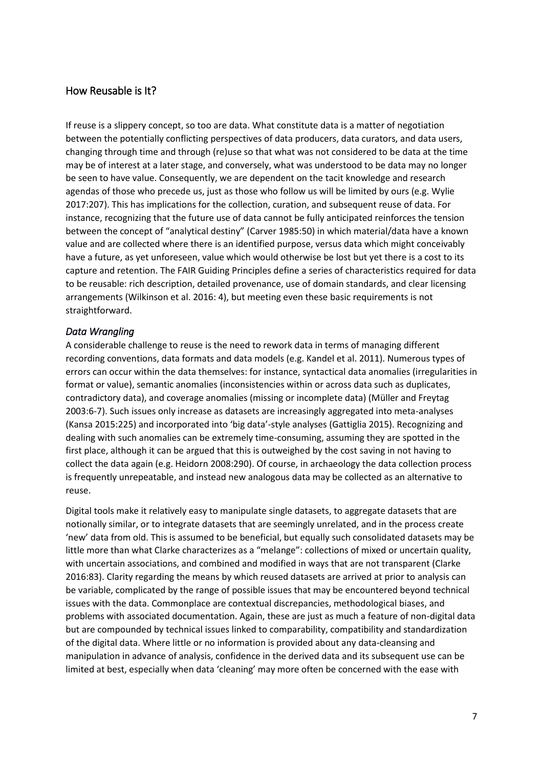## How Reusable is It?

If reuse is a slippery concept, so too are data. What constitute data is a matter of negotiation between the potentially conflicting perspectives of data producers, data curators, and data users, changing through time and through (re)use so that what was not considered to be data at the time may be of interest at a later stage, and conversely, what was understood to be data may no longer be seen to have value. Consequently, we are dependent on the tacit knowledge and research agendas of those who precede us, just as those who follow us will be limited by ours (e.g. Wylie 2017:207). This has implications for the collection, curation, and subsequent reuse of data. For instance, recognizing that the future use of data cannot be fully anticipated reinforces the tension between the concept of "analytical destiny" (Carver 1985:50) in which material/data have a known value and are collected where there is an identified purpose, versus data which might conceivably have a future, as yet unforeseen, value which would otherwise be lost but yet there is a cost to its capture and retention. The FAIR Guiding Principles define a series of characteristics required for data to be reusable: rich description, detailed provenance, use of domain standards, and clear licensing arrangements (Wilkinson et al. 2016: 4), but meeting even these basic requirements is not straightforward.

### *Data Wrangling*

A considerable challenge to reuse is the need to rework data in terms of managing different recording conventions, data formats and data models (e.g. Kandel et al. 2011). Numerous types of errors can occur within the data themselves: for instance, syntactical data anomalies (irregularities in format or value), semantic anomalies (inconsistencies within or across data such as duplicates, contradictory data), and coverage anomalies (missing or incomplete data) (Müller and Freytag 2003:6-7). Such issues only increase as datasets are increasingly aggregated into meta-analyses (Kansa 2015:225) and incorporated into 'big data'-style analyses (Gattiglia 2015). Recognizing and dealing with such anomalies can be extremely time-consuming, assuming they are spotted in the first place, although it can be argued that this is outweighed by the cost saving in not having to collect the data again (e.g. Heidorn 2008:290). Of course, in archaeology the data collection process is frequently unrepeatable, and instead new analogous data may be collected as an alternative to reuse.

Digital tools make it relatively easy to manipulate single datasets, to aggregate datasets that are notionally similar, or to integrate datasets that are seemingly unrelated, and in the process create 'new' data from old. This is assumed to be beneficial, but equally such consolidated datasets may be little more than what Clarke characterizes as a "melange": collections of mixed or uncertain quality, with uncertain associations, and combined and modified in ways that are not transparent (Clarke 2016:83). Clarity regarding the means by which reused datasets are arrived at prior to analysis can be variable, complicated by the range of possible issues that may be encountered beyond technical issues with the data. Commonplace are contextual discrepancies, methodological biases, and problems with associated documentation. Again, these are just as much a feature of non-digital data but are compounded by technical issues linked to comparability, compatibility and standardization of the digital data. Where little or no information is provided about any data-cleansing and manipulation in advance of analysis, confidence in the derived data and its subsequent use can be limited at best, especially when data 'cleaning' may more often be concerned with the ease with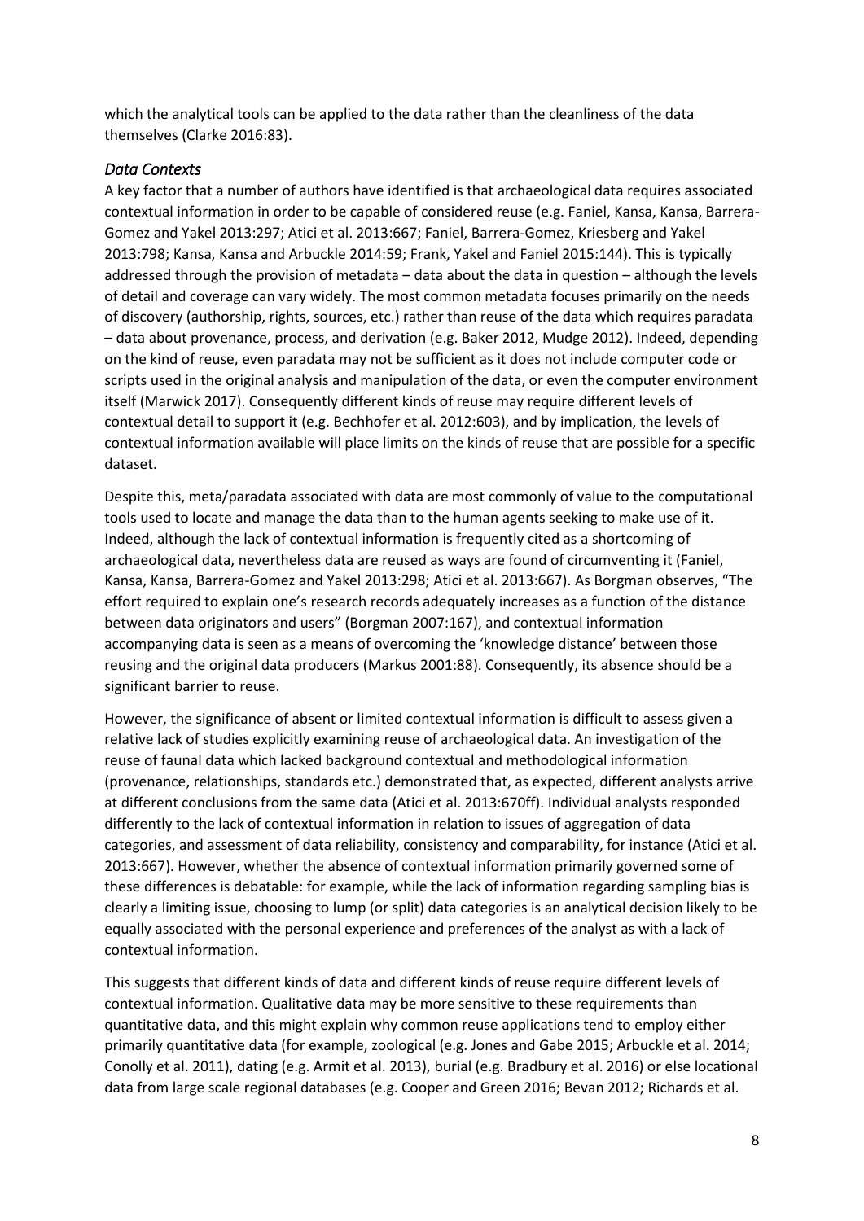which the analytical tools can be applied to the data rather than the cleanliness of the data themselves (Clarke 2016:83).

### *Data Contexts*

A key factor that a number of authors have identified is that archaeological data requires associated contextual information in order to be capable of considered reuse (e.g. Faniel, Kansa, Kansa, Barrera-Gomez and Yakel 2013:297; Atici et al. 2013:667; Faniel, Barrera-Gomez, Kriesberg and Yakel 2013:798; Kansa, Kansa and Arbuckle 2014:59; Frank, Yakel and Faniel 2015:144). This is typically addressed through the provision of metadata – data about the data in question – although the levels of detail and coverage can vary widely. The most common metadata focuses primarily on the needs of discovery (authorship, rights, sources, etc.) rather than reuse of the data which requires paradata – data about provenance, process, and derivation (e.g. Baker 2012, Mudge 2012). Indeed, depending on the kind of reuse, even paradata may not be sufficient as it does not include computer code or scripts used in the original analysis and manipulation of the data, or even the computer environment itself (Marwick 2017). Consequently different kinds of reuse may require different levels of contextual detail to support it (e.g. Bechhofer et al. 2012:603), and by implication, the levels of contextual information available will place limits on the kinds of reuse that are possible for a specific dataset.

Despite this, meta/paradata associated with data are most commonly of value to the computational tools used to locate and manage the data than to the human agents seeking to make use of it. Indeed, although the lack of contextual information is frequently cited as a shortcoming of archaeological data, nevertheless data are reused as ways are found of circumventing it (Faniel, Kansa, Kansa, Barrera-Gomez and Yakel 2013:298; Atici et al. 2013:667). As Borgman observes, "The effort required to explain one's research records adequately increases as a function of the distance between data originators and users" (Borgman 2007:167), and contextual information accompanying data is seen as a means of overcoming the 'knowledge distance' between those reusing and the original data producers (Markus 2001:88). Consequently, its absence should be a significant barrier to reuse.

However, the significance of absent or limited contextual information is difficult to assess given a relative lack of studies explicitly examining reuse of archaeological data. An investigation of the reuse of faunal data which lacked background contextual and methodological information (provenance, relationships, standards etc.) demonstrated that, as expected, different analysts arrive at different conclusions from the same data (Atici et al. 2013:670ff). Individual analysts responded differently to the lack of contextual information in relation to issues of aggregation of data categories, and assessment of data reliability, consistency and comparability, for instance (Atici et al. 2013:667). However, whether the absence of contextual information primarily governed some of these differences is debatable: for example, while the lack of information regarding sampling bias is clearly a limiting issue, choosing to lump (or split) data categories is an analytical decision likely to be equally associated with the personal experience and preferences of the analyst as with a lack of contextual information.

This suggests that different kinds of data and different kinds of reuse require different levels of contextual information. Qualitative data may be more sensitive to these requirements than quantitative data, and this might explain why common reuse applications tend to employ either primarily quantitative data (for example, zoological (e.g. Jones and Gabe 2015; Arbuckle et al. 2014; Conolly et al. 2011), dating (e.g. Armit et al. 2013), burial (e.g. Bradbury et al. 2016) or else locational data from large scale regional databases (e.g. Cooper and Green 2016; Bevan 2012; Richards et al.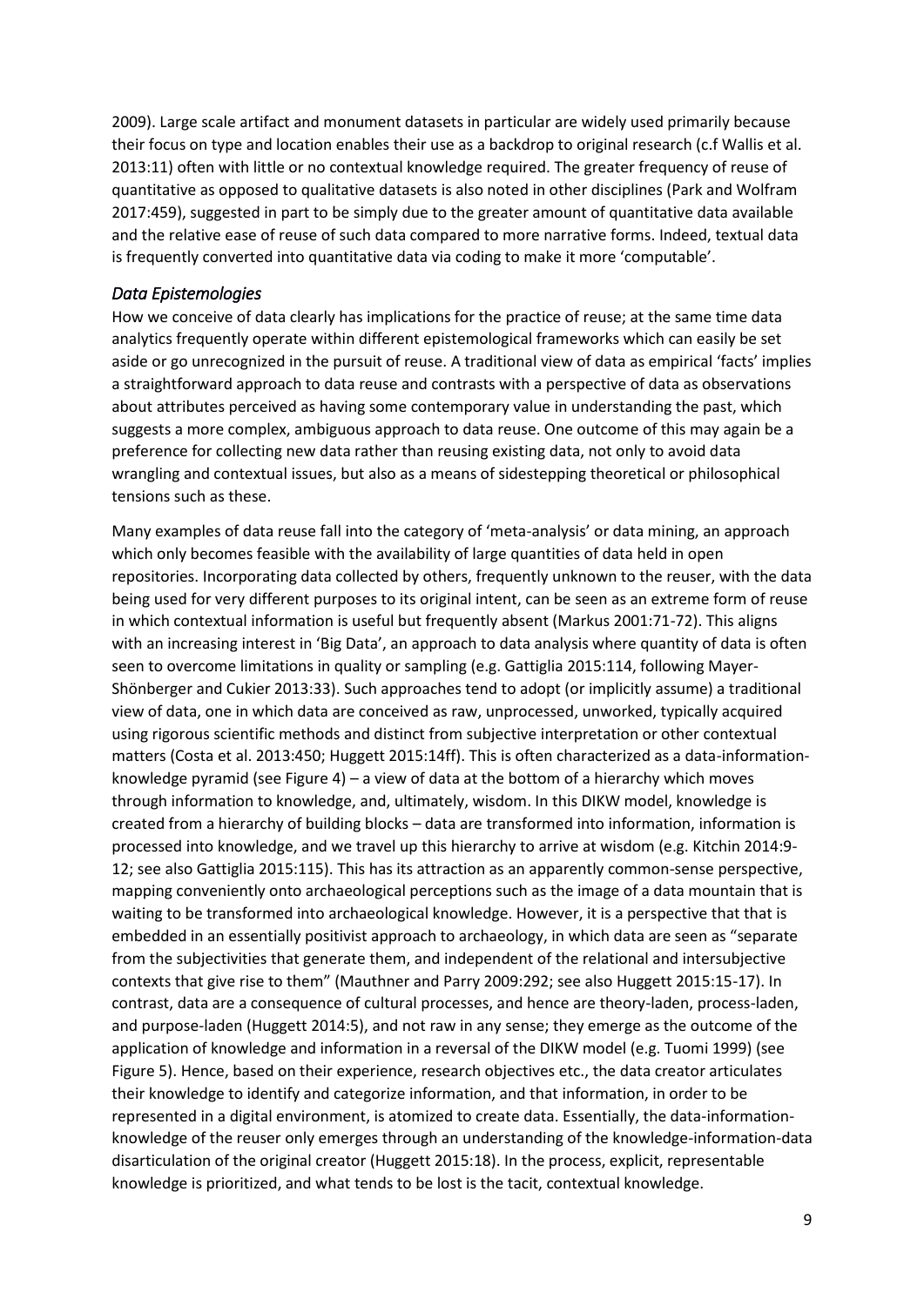2009). Large scale artifact and monument datasets in particular are widely used primarily because their focus on type and location enables their use as a backdrop to original research (c.f Wallis et al. 2013:11) often with little or no contextual knowledge required. The greater frequency of reuse of quantitative as opposed to qualitative datasets is also noted in other disciplines (Park and Wolfram 2017:459), suggested in part to be simply due to the greater amount of quantitative data available and the relative ease of reuse of such data compared to more narrative forms. Indeed, textual data is frequently converted into quantitative data via coding to make it more 'computable'.

### *Data Epistemologies*

How we conceive of data clearly has implications for the practice of reuse; at the same time data analytics frequently operate within different epistemological frameworks which can easily be set aside or go unrecognized in the pursuit of reuse. A traditional view of data as empirical 'facts' implies a straightforward approach to data reuse and contrasts with a perspective of data as observations about attributes perceived as having some contemporary value in understanding the past, which suggests a more complex, ambiguous approach to data reuse. One outcome of this may again be a preference for collecting new data rather than reusing existing data, not only to avoid data wrangling and contextual issues, but also as a means of sidestepping theoretical or philosophical tensions such as these.

Many examples of data reuse fall into the category of 'meta-analysis' or data mining, an approach which only becomes feasible with the availability of large quantities of data held in open repositories. Incorporating data collected by others, frequently unknown to the reuser, with the data being used for very different purposes to its original intent, can be seen as an extreme form of reuse in which contextual information is useful but frequently absent (Markus 2001:71-72). This aligns with an increasing interest in 'Big Data', an approach to data analysis where quantity of data is often seen to overcome limitations in quality or sampling (e.g. Gattiglia 2015:114, following Mayer-Shönberger and Cukier 2013:33). Such approaches tend to adopt (or implicitly assume) a traditional view of data, one in which data are conceived as raw, unprocessed, unworked, typically acquired using rigorous scientific methods and distinct from subjective interpretation or other contextual matters (Costa et al. 2013:450; Huggett 2015:14ff). This is often characterized as a data-information-knowledge pyramid (see Figure 4) – a view of data at the bottom of a hierarchy which moves through information to knowledge, and, ultimately, wisdom. In this DIKW model, knowledge is created from a hierarchy of building blocks – data are transformed into information, information is processed into knowledge, and we travel up this hierarchy to arrive at wisdom (e.g. Kitchin 2014:9-12; see also Gattiglia 2015:115). This has its attraction as an apparently common-sense perspective, mapping conveniently onto archaeological perceptions such as the image of a data mountain that is waiting to be transformed into archaeological knowledge. However, it is a perspective that that is embedded in an essentially positivist approach to archaeology, in which data are seen as "separate from the subjectivities that generate them, and independent of the relational and intersubjective contexts that give rise to them" (Mauthner and Parry 2009:292; see also Huggett 2015:15-17). In contrast, data are a consequence of cultural processes, and hence are theory-laden, process-laden, and purpose-laden (Huggett 2014:5), and not raw in any sense; they emerge as the outcome of the application of knowledge and information in a reversal of the DIKW model (e.g. Tuomi 1999) (see Figure 5). Hence, based on their experience, research objectives etc., the data creator articulates their knowledge to identify and categorize information, and that information, in order to be represented in a digital environment, is atomized to create data. Essentially, the data-information-knowledge of the reuser only emerges through an understanding of the knowledge-information-data disarticulation of the original creator (Huggett 2015:18). In the process, explicit, representable knowledge is prioritized, and what tends to be lost is the tacit, contextual knowledge.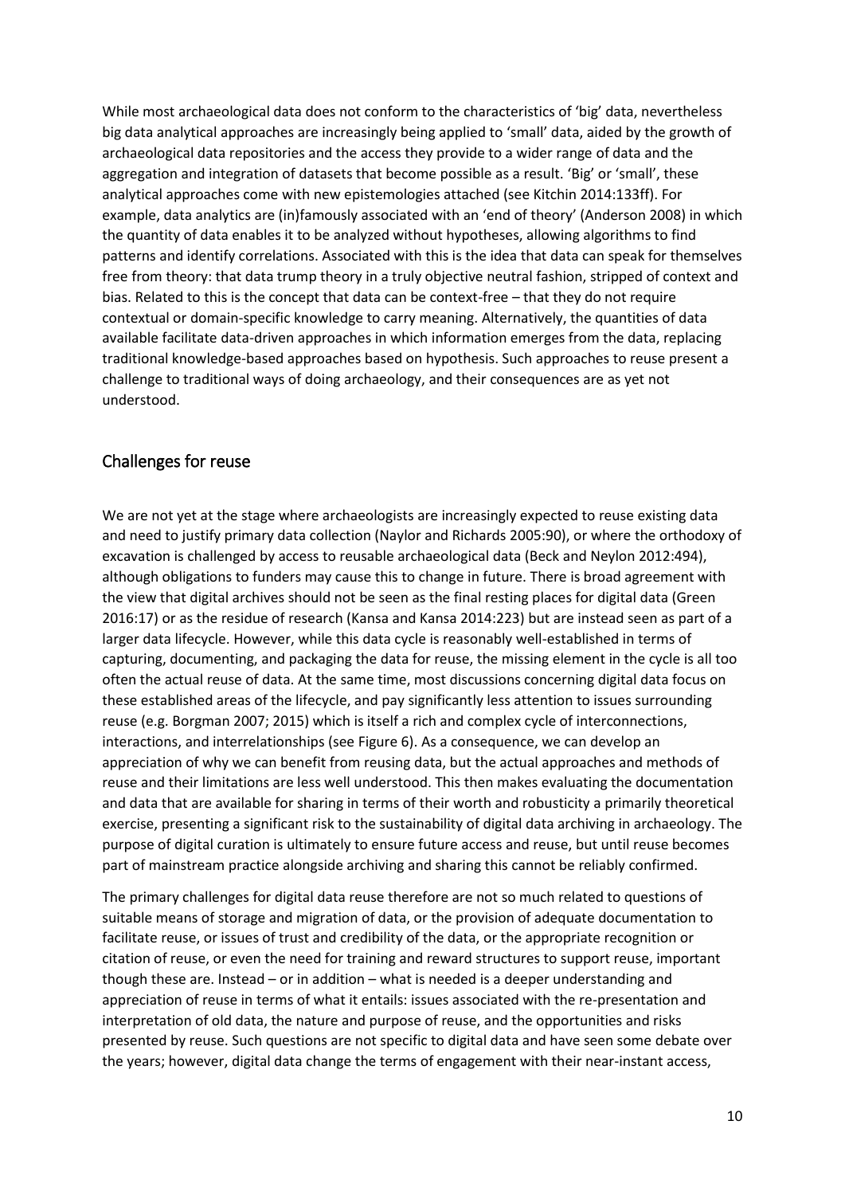While most archaeological data does not conform to the characteristics of 'big' data, nevertheless big data analytical approaches are increasingly being applied to 'small' data, aided by the growth of archaeological data repositories and the access they provide to a wider range of data and the aggregation and integration of datasets that become possible as a result. 'Big' or 'small', these analytical approaches come with new epistemologies attached (see Kitchin 2014:133ff). For example, data analytics are (in)famously associated with an 'end of theory' (Anderson 2008) in which the quantity of data enables it to be analyzed without hypotheses, allowing algorithms to find patterns and identify correlations. Associated with this is the idea that data can speak for themselves free from theory: that data trump theory in a truly objective neutral fashion, stripped of context and bias. Related to this is the concept that data can be context-free – that they do not require contextual or domain-specific knowledge to carry meaning. Alternatively, the quantities of data available facilitate data-driven approaches in which information emerges from the data, replacing traditional knowledge-based approaches based on hypothesis. Such approaches to reuse present a challenge to traditional ways of doing archaeology, and their consequences are as yet not understood.

## Challenges for reuse

We are not yet at the stage where archaeologists are increasingly expected to reuse existing data and need to justify primary data collection (Naylor and Richards 2005:90), or where the orthodoxy of excavation is challenged by access to reusable archaeological data (Beck and Neylon 2012:494), although obligations to funders may cause this to change in future. There is broad agreement with the view that digital archives should not be seen as the final resting places for digital data (Green 2016:17) or as the residue of research (Kansa and Kansa 2014:223) but are instead seen as part of a larger data lifecycle. However, while this data cycle is reasonably well-established in terms of capturing, documenting, and packaging the data for reuse, the missing element in the cycle is all too often the actual reuse of data. At the same time, most discussions concerning digital data focus on these established areas of the lifecycle, and pay significantly less attention to issues surrounding reuse (e.g. Borgman 2007; 2015) which is itself a rich and complex cycle of interconnections, interactions, and interrelationships (see Figure 6). As a consequence, we can develop an appreciation of why we can benefit from reusing data, but the actual approaches and methods of reuse and their limitations are less well understood. This then makes evaluating the documentation and data that are available for sharing in terms of their worth and robusticity a primarily theoretical exercise, presenting a significant risk to the sustainability of digital data archiving in archaeology. The purpose of digital curation is ultimately to ensure future access and reuse, but until reuse becomes part of mainstream practice alongside archiving and sharing this cannot be reliably confirmed.

The primary challenges for digital data reuse therefore are not so much related to questions of suitable means of storage and migration of data, or the provision of adequate documentation to facilitate reuse, or issues of trust and credibility of the data, or the appropriate recognition or citation of reuse, or even the need for training and reward structures to support reuse, important though these are. Instead – or in addition – what is needed is a deeper understanding and appreciation of reuse in terms of what it entails: issues associated with the re-presentation and interpretation of old data, the nature and purpose of reuse, and the opportunities and risks presented by reuse. Such questions are not specific to digital data and have seen some debate over the years; however, digital data change the terms of engagement with their near-instant access,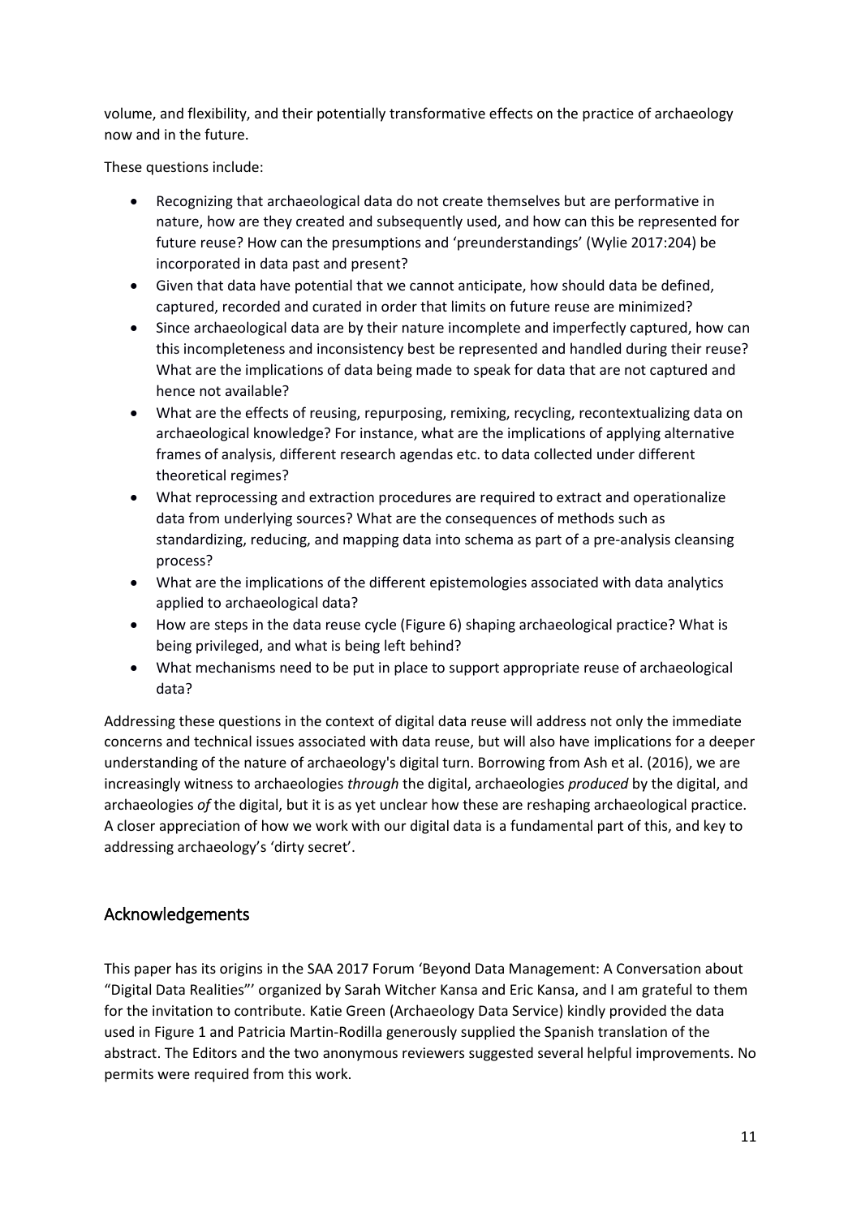volume, and flexibility, and their potentially transformative effects on the practice of archaeology now and in the future.

These questions include:

- Recognizing that archaeological data do not create themselves but are performative in nature, how are they created and subsequently used, and how can this be represented for future reuse? How can the presumptions and 'preunderstandings' (Wylie 2017:204) be incorporated in data past and present?
- Given that data have potential that we cannot anticipate, how should data be defined, captured, recorded and curated in order that limits on future reuse are minimized?
- Since archaeological data are by their nature incomplete and imperfectly captured, how can this incompleteness and inconsistency best be represented and handled during their reuse? What are the implications of data being made to speak for data that are not captured and hence not available?
- What are the effects of reusing, repurposing, remixing, recycling, recontextualizing data on archaeological knowledge? For instance, what are the implications of applying alternative frames of analysis, different research agendas etc. to data collected under different theoretical regimes?
- What reprocessing and extraction procedures are required to extract and operationalize data from underlying sources? What are the consequences of methods such as standardizing, reducing, and mapping data into schema as part of a pre-analysis cleansing process?
- What are the implications of the different epistemologies associated with data analytics applied to archaeological data?
- How are steps in the data reuse cycle (Figure 6) shaping archaeological practice? What is being privileged, and what is being left behind?
- What mechanisms need to be put in place to support appropriate reuse of archaeological data?

Addressing these questions in the context of digital data reuse will address not only the immediate concerns and technical issues associated with data reuse, but will also have implications for a deeper understanding of the nature of archaeology's digital turn. Borrowing from Ash et al. (2016), we are increasingly witness to archaeologies *through* the digital, archaeologies *produced* by the digital, and archaeologies *of* the digital, but it is as yet unclear how these are reshaping archaeological practice. A closer appreciation of how we work with our digital data is a fundamental part of this, and key to addressing archaeology's 'dirty secret'.

## Acknowledgements

This paper has its origins in the SAA 2017 Forum 'Beyond Data Management: A Conversation about "Digital Data Realities"' organized by Sarah Witcher Kansa and Eric Kansa, and I am grateful to them for the invitation to contribute. Katie Green (Archaeology Data Service) kindly provided the data used in Figure 1 and Patricia Martin-Rodilla generously supplied the Spanish translation of the abstract. The Editors and the two anonymous reviewers suggested several helpful improvements. No permits were required from this work.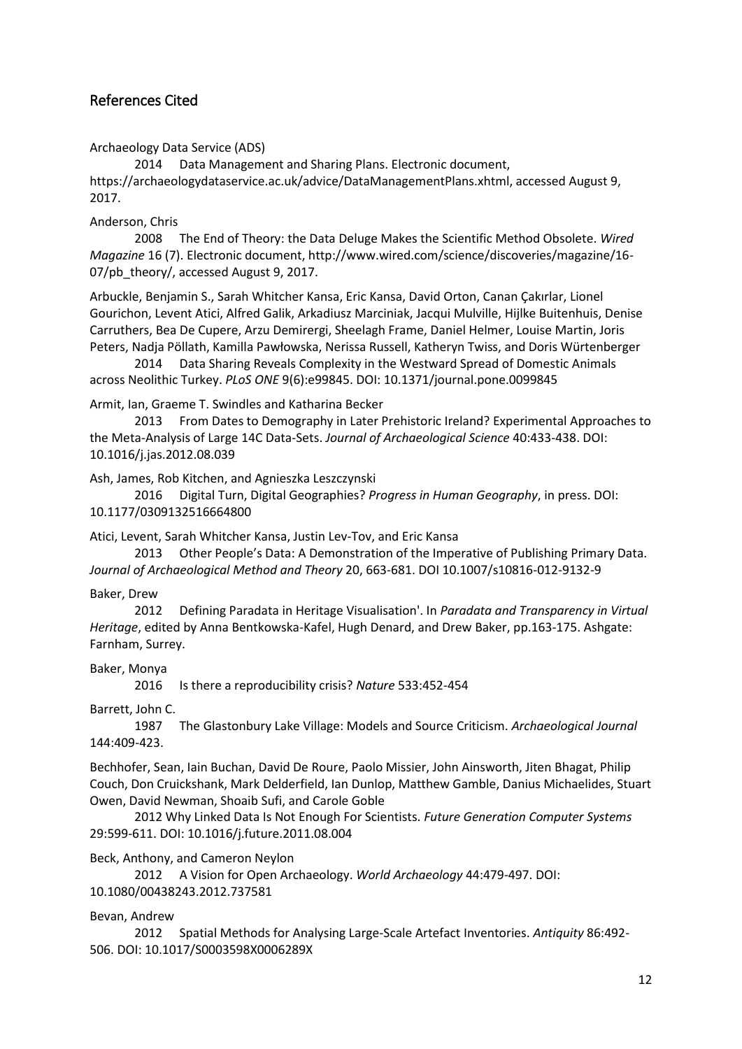## References Cited

Archaeology Data Service (ADS)

2014 Data Management and Sharing Plans. Electronic document, https://archaeologydataservice.ac.uk/advice/DataManagementPlans.xhtml, accessed August 9, 2017.

Anderson, Chris

2008 The End of Theory: the Data Deluge Makes the Scientific Method Obsolete. *Wired Magazine* 16 (7). Electronic document, http://www.wired.com/science/discoveries/magazine/16-07/pb_theory/, accessed August 9, 2017.

Arbuckle, Benjamin S., Sarah Whitcher Kansa, Eric Kansa, David Orton, Canan Çakırlar, Lionel Gourichon, Levent Atici, Alfred Galik, Arkadiusz Marciniak, Jacqui Mulville, Hijlke Buitenhuis, Denise Carruthers, Bea De Cupere, Arzu Demirergi, Sheelagh Frame, Daniel Helmer, Louise Martin, Joris Peters, Nadja Pöllath, Kamilla Pawłowska, Nerissa Russell, Katheryn Twiss, and Doris Würtenberger

2014 Data Sharing Reveals Complexity in the Westward Spread of Domestic Animals across Neolithic Turkey. *PLoS ONE* 9(6):e99845. DOI: 10.1371/journal.pone.0099845

Armit, Ian, Graeme T. Swindles and Katharina Becker

2013 From Dates to Demography in Later Prehistoric Ireland? Experimental Approaches to the Meta-Analysis of Large 14C Data-Sets. *Journal of Archaeological Science* 40:433-438. DOI: 10.1016/j.jas.2012.08.039

Ash, James, Rob Kitchen, and Agnieszka Leszczynski

2016 Digital Turn, Digital Geographies? *Progress in Human Geography*, in press. DOI: 10.1177/0309132516664800

Atici, Levent, Sarah Whitcher Kansa, Justin Lev-Tov, and Eric Kansa

2013 Other People's Data: A Demonstration of the Imperative of Publishing Primary Data. *Journal of Archaeological Method and Theory* 20, 663-681. DOI 10.1007/s10816-012-9132-9

Baker, Drew

2012 Defining Paradata in Heritage Visualisation'. In *Paradata and Transparency in Virtual Heritage*, edited by Anna Bentkowska-Kafel, Hugh Denard, and Drew Baker, pp.163-175. Ashgate: Farnham, Surrey.

Baker, Monya

2016 Is there a reproducibility crisis? *Nature* 533:452-454

Barrett, John C.

1987 The Glastonbury Lake Village: Models and Source Criticism. *Archaeological Journal* 144:409-423.

Bechhofer, Sean, Iain Buchan, David De Roure, Paolo Missier, John Ainsworth, Jiten Bhagat, Philip Couch, Don Cruickshank, Mark Delderfield, Ian Dunlop, Matthew Gamble, Danius Michaelides, Stuart Owen, David Newman, Shoaib Sufi, and Carole Goble

2012 Why Linked Data Is Not Enough For Scientists. *Future Generation Computer Systems* 29:599-611. DOI: 10.1016/j.future.2011.08.004

Beck, Anthony, and Cameron Neylon

2012 A Vision for Open Archaeology. *World Archaeology* 44:479-497. DOI: 10.1080/00438243.2012.737581

Bevan, Andrew

2012 Spatial Methods for Analysing Large-Scale Artefact Inventories. *Antiquity* 86:492-506. DOI: 10.1017/S0003598X0006289X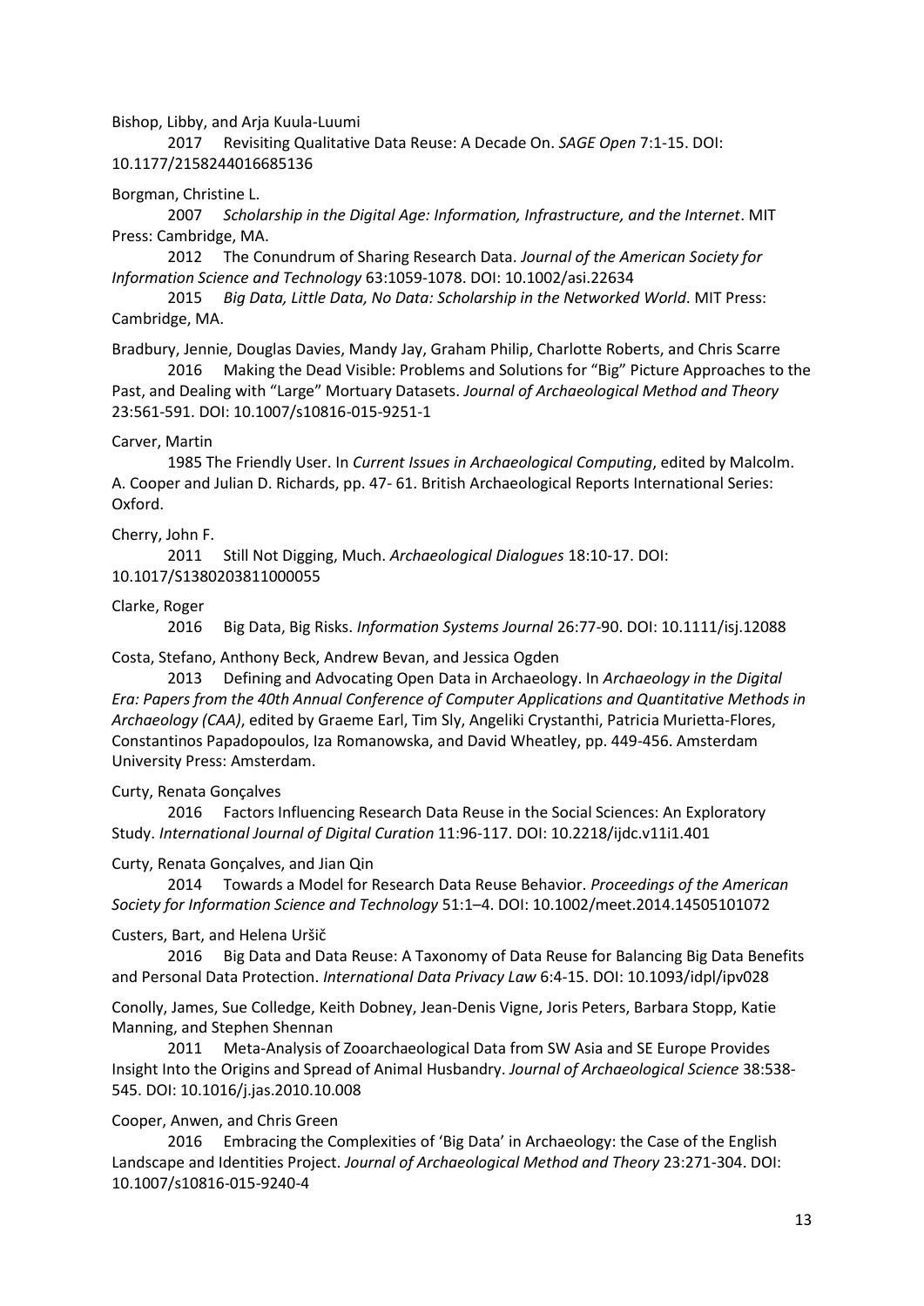Bishop, Libby, and Arja Kuula-Luumi

2017 Revisiting Qualitative Data Reuse: A Decade On. *SAGE Open* 7:1-15. DOI: 10.1177/2158244016685136

Borgman, Christine L.

2007 *Scholarship in the Digital Age: Information, Infrastructure, and the Internet*. MIT Press: Cambridge, MA.

2012 The Conundrum of Sharing Research Data. *Journal of the American Society for Information Science and Technology* 63:1059-1078. DOI: 10.1002/asi.22634

2015 *Big Data, Little Data, No Data: Scholarship in the Networked World*. MIT Press: Cambridge, MA.

Bradbury, Jennie, Douglas Davies, Mandy Jay, Graham Philip, Charlotte Roberts, and Chris Scarre

2016 Making the Dead Visible: Problems and Solutions for "Big" Picture Approaches to the Past, and Dealing with "Large" Mortuary Datasets. *Journal of Archaeological Method and Theory* 23:561-591. DOI: 10.1007/s10816-015-9251-1

Carver, Martin

1985 The Friendly User. In *Current Issues in Archaeological Computing*, edited by Malcolm. A. Cooper and Julian D. Richards, pp. 47- 61. British Archaeological Reports International Series: Oxford.

Cherry, John F.

2011 Still Not Digging, Much. *Archaeological Dialogues* 18:10-17. DOI: 10.1017/S1380203811000055

Clarke, Roger

2016 Big Data, Big Risks. *Information Systems Journal* 26:77-90. DOI: 10.1111/isj.12088

Costa, Stefano, Anthony Beck, Andrew Bevan, and Jessica Ogden

2013 Defining and Advocating Open Data in Archaeology. In *Archaeology in the Digital Era: Papers from the 40th Annual Conference of Computer Applications and Quantitative Methods in Archaeology (CAA)*, edited by Graeme Earl, Tim Sly, Angeliki Crystanthi, Patricia Murietta-Flores, Constantinos Papadopoulos, Iza Romanowska, and David Wheatley, pp. 449-456. Amsterdam University Press: Amsterdam.

Curty, Renata Gonçalves

2016 Factors Influencing Research Data Reuse in the Social Sciences: An Exploratory Study. *International Journal of Digital Curation* 11:96-117. DOI: 10.2218/ijdc.v11i1.401

Curty, Renata Gonçalves, and Jian Qin

2014 Towards a Model for Research Data Reuse Behavior. *Proceedings of the American Society for Information Science and Technology* 51:1–4. DOI: 10.1002/meet.2014.14505101072

Custers, Bart, and Helena Uršič

2016 Big Data and Data Reuse: A Taxonomy of Data Reuse for Balancing Big Data Benefits and Personal Data Protection. *International Data Privacy Law* 6:4-15. DOI: 10.1093/idpl/ipv028

Conolly, James, Sue Colledge, Keith Dobney, Jean-Denis Vigne, Joris Peters, Barbara Stopp, Katie Manning, and Stephen Shennan

2011 Meta-Analysis of Zooarchaeological Data from SW Asia and SE Europe Provides Insight Into the Origins and Spread of Animal Husbandry. *Journal of Archaeological Science* 38:538-545. DOI: 10.1016/j.jas.2010.10.008

Cooper, Anwen, and Chris Green

2016 Embracing the Complexities of 'Big Data' in Archaeology: the Case of the English Landscape and Identities Project. *Journal of Archaeological Method and Theory* 23:271-304. DOI: 10.1007/s10816-015-9240-4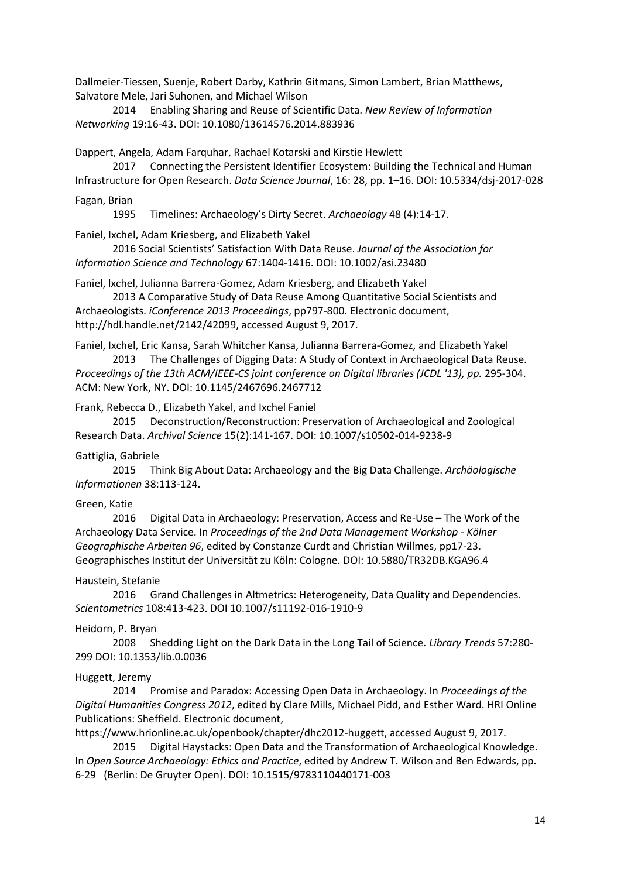Dallmeier-Tiessen, Suenje, Robert Darby, Kathrin Gitmans, Simon Lambert, Brian Matthews, Salvatore Mele, Jari Suhonen, and Michael Wilson

2014 Enabling Sharing and Reuse of Scientific Data. *New Review of Information Networking* 19:16-43. DOI: 10.1080/13614576.2014.883936

Dappert, Angela, Adam Farquhar, Rachael Kotarski and Kirstie Hewlett

2017 Connecting the Persistent Identifier Ecosystem: Building the Technical and Human Infrastructure for Open Research. *Data Science Journal*, 16: 28, pp. 1–16. DOI: 10.5334/dsj-2017-028

Fagan, Brian

1995 Timelines: Archaeology's Dirty Secret. *Archaeology* 48 (4):14-17.

Faniel, Ixchel, Adam Kriesberg, and Elizabeth Yakel

2016 Social Scientists' Satisfaction With Data Reuse. *Journal of the Association for Information Science and Technology* 67:1404-1416. DOI: 10.1002/asi.23480

Faniel, lxchel, Julianna Barrera-Gomez, Adam Kriesberg, and Elizabeth Yakel

2013 A Comparative Study of Data Reuse Among Quantitative Social Scientists and Archaeologists. *iConference 2013 Proceedings*, pp797-800. Electronic document, http://hdl.handle.net/2142/42099, accessed August 9, 2017.

Faniel, Ixchel, Eric Kansa, Sarah Whitcher Kansa, Julianna Barrera-Gomez, and Elizabeth Yakel

2013 The Challenges of Digging Data: A Study of Context in Archaeological Data Reuse. *Proceedings of the 13th ACM/IEEE-CS joint conference on Digital libraries (JCDL '13), pp.* 295-304. ACM: New York, NY. DOI: 10.1145/2467696.2467712

Frank, Rebecca D., Elizabeth Yakel, and Ixchel Faniel

2015 Deconstruction/Reconstruction: Preservation of Archaeological and Zoological Research Data. *Archival Science* 15(2):141-167. DOI: 10.1007/s10502-014-9238-9

Gattiglia, Gabriele

2015 Think Big About Data: Archaeology and the Big Data Challenge. *Archäologische Informationen* 38:113-124.

Green, Katie

2016 Digital Data in Archaeology: Preservation, Access and Re-Use – The Work of the Archaeology Data Service. In *Proceedings of the 2nd Data Management Workshop - Kölner Geographische Arbeiten 96*, edited by Constanze Curdt and Christian Willmes, pp17-23. Geographisches Institut der Universität zu Köln: Cologne. DOI: 10.5880/TR32DB.KGA96.4

Haustein, Stefanie

2016 Grand Challenges in Altmetrics: Heterogeneity, Data Quality and Dependencies. *Scientometrics* 108:413-423. DOI 10.1007/s11192-016-1910-9

Heidorn, P. Bryan

2008 Shedding Light on the Dark Data in the Long Tail of Science. *Library Trends* 57:280-299 DOI: 10.1353/lib.0.0036

Huggett, Jeremy

2014 Promise and Paradox: Accessing Open Data in Archaeology. In *Proceedings of the Digital Humanities Congress 2012*, edited by Clare Mills, Michael Pidd, and Esther Ward. HRI Online Publications: Sheffield. Electronic document, https://www.hrionline.ac.uk/openbook/chapter/dhc2012-huggett, accessed August 9, 2017.

2015 Digital Haystacks: Open Data and the Transformation of Archaeological Knowledge. In *Open Source Archaeology: Ethics and Practice*, edited by Andrew T. Wilson and Ben Edwards, pp. 6-29 (Berlin: De Gruyter Open). DOI: 10.1515/9783110440171-003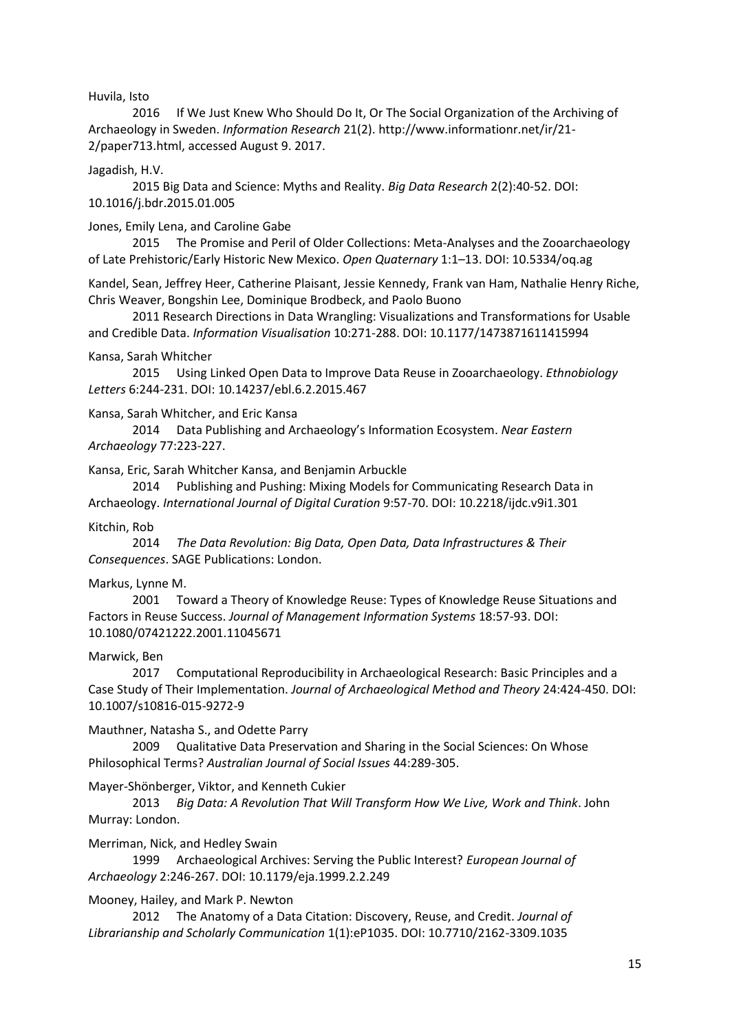Huvila, Isto

2016 If We Just Knew Who Should Do It, Or The Social Organization of the Archiving of Archaeology in Sweden. *Information Research* 21(2). http://www.informationr.net/ir/21-2/paper713.html, accessed August 9. 2017.

Jagadish, H.V.

2015 Big Data and Science: Myths and Reality. *Big Data Research* 2(2):40-52. DOI: 10.1016/j.bdr.2015.01.005

Jones, Emily Lena, and Caroline Gabe

2015 The Promise and Peril of Older Collections: Meta-Analyses and the Zooarchaeology of Late Prehistoric/Early Historic New Mexico. *Open Quaternary* 1:1–13. DOI: 10.5334/oq.ag

Kandel, Sean, Jeffrey Heer, Catherine Plaisant, Jessie Kennedy, Frank van Ham, Nathalie Henry Riche, Chris Weaver, Bongshin Lee, Dominique Brodbeck, and Paolo Buono

2011 Research Directions in Data Wrangling: Visualizations and Transformations for Usable and Credible Data. *Information Visualisation* 10:271-288. DOI: 10.1177/1473871611415994

Kansa, Sarah Whitcher

2015 Using Linked Open Data to Improve Data Reuse in Zooarchaeology. *Ethnobiology Letters* 6:244-231. DOI: 10.14237/ebl.6.2.2015.467

Kansa, Sarah Whitcher, and Eric Kansa

2014 Data Publishing and Archaeology's Information Ecosystem. *Near Eastern Archaeology* 77:223-227.

Kansa, Eric, Sarah Whitcher Kansa, and Benjamin Arbuckle

2014 Publishing and Pushing: Mixing Models for Communicating Research Data in Archaeology. *International Journal of Digital Curation* 9:57-70. DOI: 10.2218/ijdc.v9i1.301

Kitchin, Rob

2014 *The Data Revolution: Big Data, Open Data, Data Infrastructures & Their Consequences*. SAGE Publications: London.

Markus, Lynne M.

2001 Toward a Theory of Knowledge Reuse: Types of Knowledge Reuse Situations and Factors in Reuse Success. *Journal of Management Information Systems* 18:57-93. DOI: 10.1080/07421222.2001.11045671

Marwick, Ben

2017 Computational Reproducibility in Archaeological Research: Basic Principles and a Case Study of Their Implementation. *Journal of Archaeological Method and Theory* 24:424-450. DOI: 10.1007/s10816-015-9272-9

Mauthner, Natasha S., and Odette Parry

2009 Qualitative Data Preservation and Sharing in the Social Sciences: On Whose Philosophical Terms? *Australian Journal of Social Issues* 44:289-305.

Mayer-Shönberger, Viktor, and Kenneth Cukier

2013 *Big Data: A Revolution That Will Transform How We Live, Work and Think*. John Murray: London.

Merriman, Nick, and Hedley Swain

1999 Archaeological Archives: Serving the Public Interest? *European Journal of Archaeology* 2:246-267. DOI: 10.1179/eja.1999.2.2.249

Mooney, Hailey, and Mark P. Newton

2012 The Anatomy of a Data Citation: Discovery, Reuse, and Credit. *Journal of Librarianship and Scholarly Communication* 1(1):eP1035. DOI: 10.7710/2162-3309.1035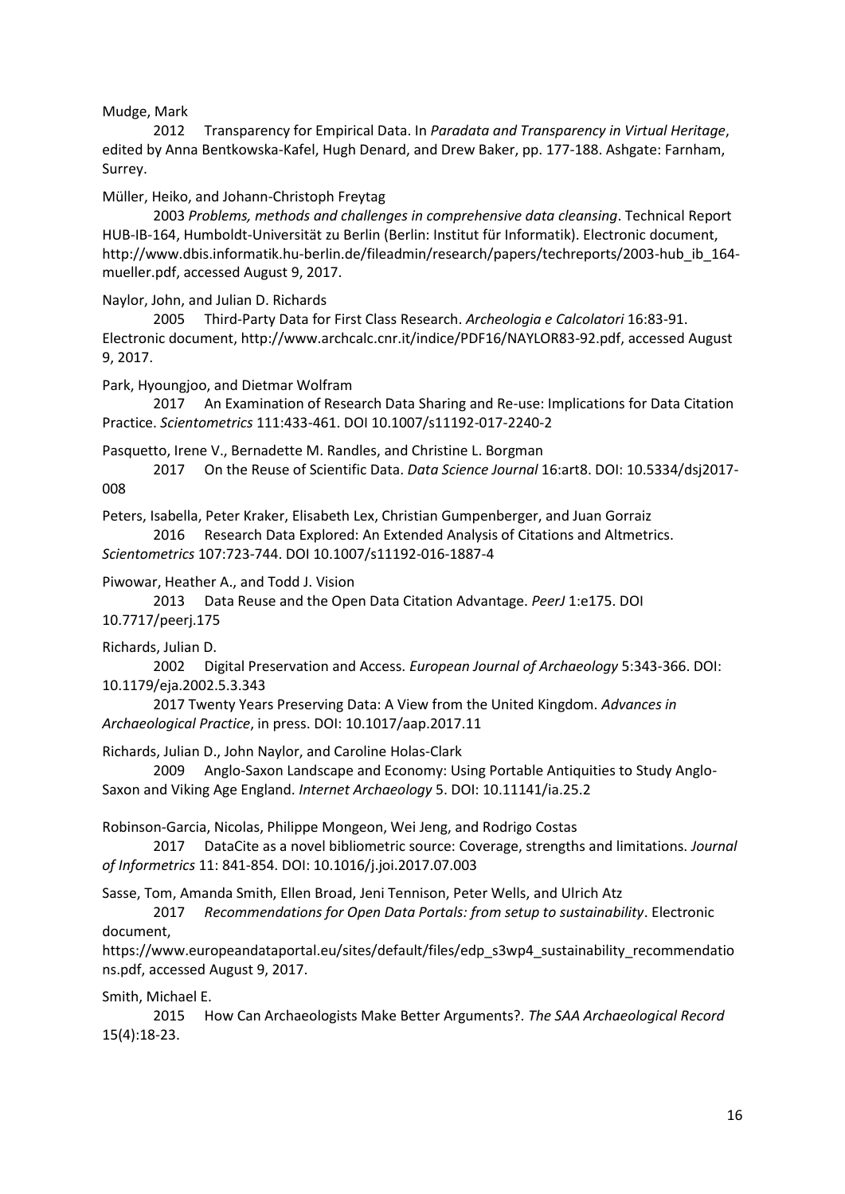Mudge, Mark

2012 Transparency for Empirical Data. In *Paradata and Transparency in Virtual Heritage*, edited by Anna Bentkowska-Kafel, Hugh Denard, and Drew Baker, pp. 177-188. Ashgate: Farnham, Surrey.

Müller, Heiko, and Johann-Christoph Freytag

2003 *Problems, methods and challenges in comprehensive data cleansing*. Technical Report HUB-IB-164, Humboldt-Universität zu Berlin (Berlin: Institut für Informatik). Electronic document, http://www.dbis.informatik.hu-berlin.de/fileadmin/research/papers/techreports/2003-hub_ib_164-mueller.pdf, accessed August 9, 2017.

Naylor, John, and Julian D. Richards

2005 Third-Party Data for First Class Research. *Archeologia e Calcolatori* 16:83-91. Electronic document, http://www.archcalc.cnr.it/indice/PDF16/NAYLOR83-92.pdf, accessed August 9, 2017.

Park, Hyoungjoo, and Dietmar Wolfram

2017 An Examination of Research Data Sharing and Re-use: Implications for Data Citation Practice. *Scientometrics* 111:433-461. DOI 10.1007/s11192-017-2240-2

Pasquetto, Irene V., Bernadette M. Randles, and Christine L. Borgman

2017 On the Reuse of Scientific Data. *Data Science Journal* 16:art8. DOI: 10.5334/dsj2017-008

Peters, Isabella, Peter Kraker, Elisabeth Lex, Christian Gumpenberger, and Juan Gorraiz

2016 Research Data Explored: An Extended Analysis of Citations and Altmetrics. *Scientometrics* 107:723-744. DOI 10.1007/s11192-016-1887-4

Piwowar, Heather A., and Todd J. Vision

2013 Data Reuse and the Open Data Citation Advantage. *PeerJ* 1:e175. DOI 10.7717/peerj.175

Richards, Julian D.

2002 Digital Preservation and Access. *European Journal of Archaeology* 5:343-366. DOI: 10.1179/eja.2002.5.3.343

2017 Twenty Years Preserving Data: A View from the United Kingdom. *Advances in Archaeological Practice*, in press. DOI: 10.1017/aap.2017.11

Richards, Julian D., John Naylor, and Caroline Holas-Clark

2009 Anglo-Saxon Landscape and Economy: Using Portable Antiquities to Study Anglo-Saxon and Viking Age England. *Internet Archaeology* 5. DOI: 10.11141/ia.25.2

Robinson-Garcia, Nicolas, Philippe Mongeon, Wei Jeng, and Rodrigo Costas

2017 DataCite as a novel bibliometric source: Coverage, strengths and limitations. *Journal of Informetrics* 11: 841-854. DOI: 10.1016/j.joi.2017.07.003

Sasse, Tom, Amanda Smith, Ellen Broad, Jeni Tennison, Peter Wells, and Ulrich Atz

2017 *Recommendations for Open Data Portals: from setup to sustainability*. Electronic document, https://www.europeandataportal.eu/sites/default/files/edp_s3wp4_sustainability_recommendations.pdf, accessed August 9, 2017.

Smith, Michael E.

2015 How Can Archaeologists Make Better Arguments?. *The SAA Archaeological Record* 15(4):18-23.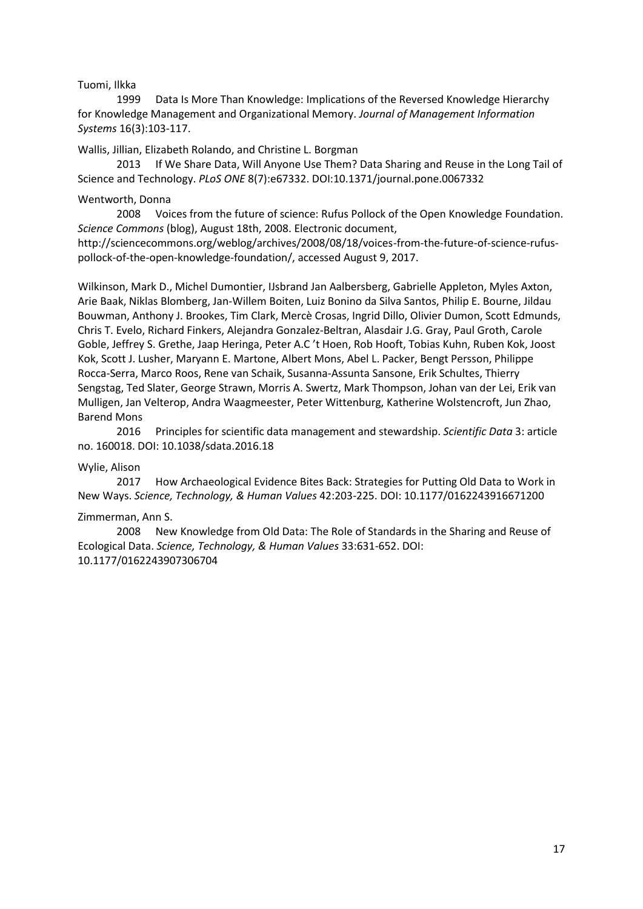Tuomi, Ilkka

1999 Data Is More Than Knowledge: Implications of the Reversed Knowledge Hierarchy for Knowledge Management and Organizational Memory. *Journal of Management Information Systems* 16(3):103-117.

Wallis, Jillian, Elizabeth Rolando, and Christine L. Borgman

2013 If We Share Data, Will Anyone Use Them? Data Sharing and Reuse in the Long Tail of Science and Technology. *PLoS ONE* 8(7):e67332. DOI:10.1371/journal.pone.0067332

Wentworth, Donna

2008 Voices from the future of science: Rufus Pollock of the Open Knowledge Foundation. *Science Commons* (blog), August 18th, 2008. Electronic document, http://sciencecommons.org/weblog/archives/2008/08/18/voices-from-the-future-of-science-rufus-pollock-of-the-open-knowledge-foundation/, accessed August 9, 2017.

Wilkinson, Mark D., Michel Dumontier, IJsbrand Jan Aalbersberg, Gabrielle Appleton, Myles Axton, Arie Baak, Niklas Blomberg, Jan-Willem Boiten, Luiz Bonino da Silva Santos, Philip E. Bourne, Jildau Bouwman, Anthony J. Brookes, Tim Clark, Mercè Crosas, Ingrid Dillo, Olivier Dumon, Scott Edmunds, Chris T. Evelo, Richard Finkers, Alejandra Gonzalez-Beltran, Alasdair J.G. Gray, Paul Groth, Carole Goble, Jeffrey S. Grethe, Jaap Heringa, Peter A.C 't Hoen, Rob Hooft, Tobias Kuhn, Ruben Kok, Joost Kok, Scott J. Lusher, Maryann E. Martone, Albert Mons, Abel L. Packer, Bengt Persson, Philippe Rocca-Serra, Marco Roos, Rene van Schaik, Susanna-Assunta Sansone, Erik Schultes, Thierry Sengstag, Ted Slater, George Strawn, Morris A. Swertz, Mark Thompson, Johan van der Lei, Erik van Mulligen, Jan Velterop, Andra Waagmeester, Peter Wittenburg, Katherine Wolstencroft, Jun Zhao, Barend Mons

2016 Principles for scientific data management and stewardship. *Scientific Data* 3: article no. 160018. DOI: 10.1038/sdata.2016.18

Wylie, Alison

2017 How Archaeological Evidence Bites Back: Strategies for Putting Old Data to Work in New Ways. *Science, Technology, & Human Values* 42:203-225. DOI: 10.1177/0162243916671200

Zimmerman, Ann S.

2008 New Knowledge from Old Data: The Role of Standards in the Sharing and Reuse of Ecological Data. *Science, Technology, & Human Values* 33:631-652. DOI: 10.1177/0162243907306704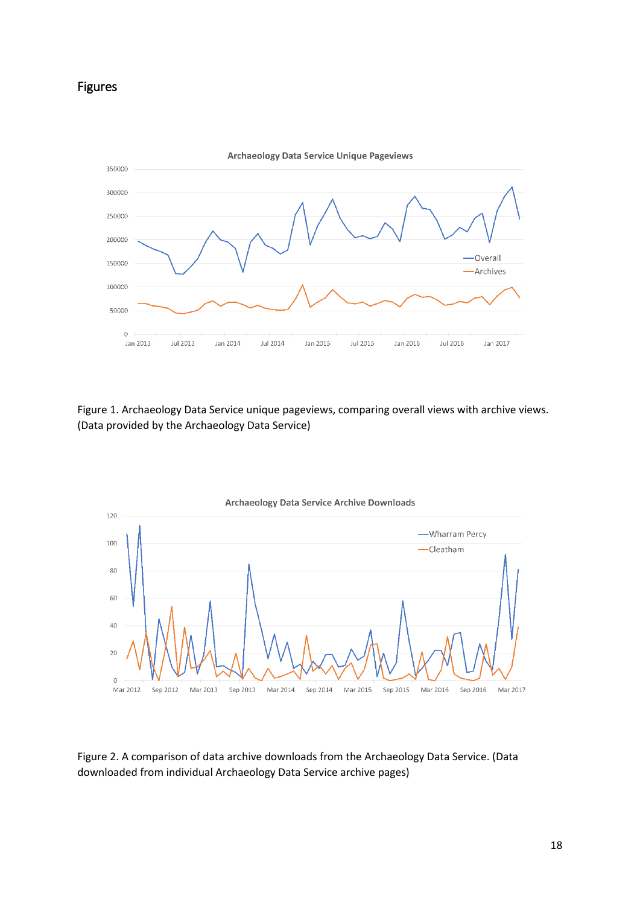## Figures

Figure 1. Archaeology Data Service unique pageviews, comparing overall views with archive views. (Data provided by the Archaeology Data Service)

Figure 2. A comparison of data archive downloads from the Archaeology Data Service. (Data downloaded from individual Archaeology Data Service archive pages)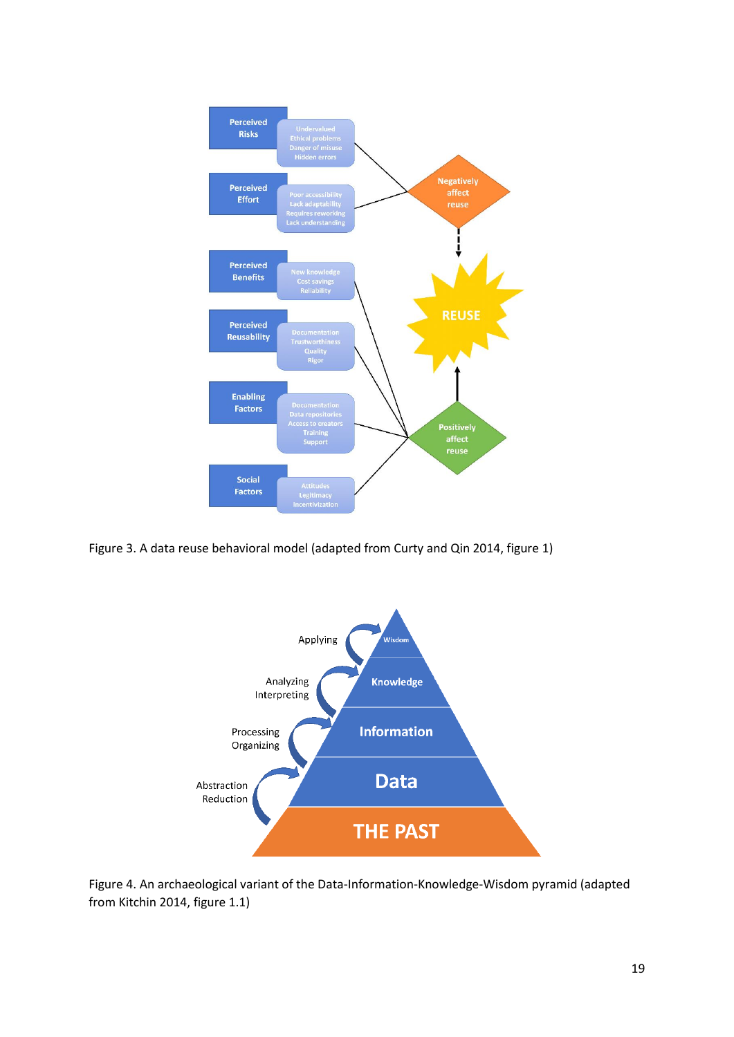Figure 3. A data reuse behavioral model (adapted from Curty and Qin 2014, figure 1)

Figure 4. An archaeological variant of the Data-Information-Knowledge-Wisdom pyramid (adapted from Kitchin 2014, figure 1.1)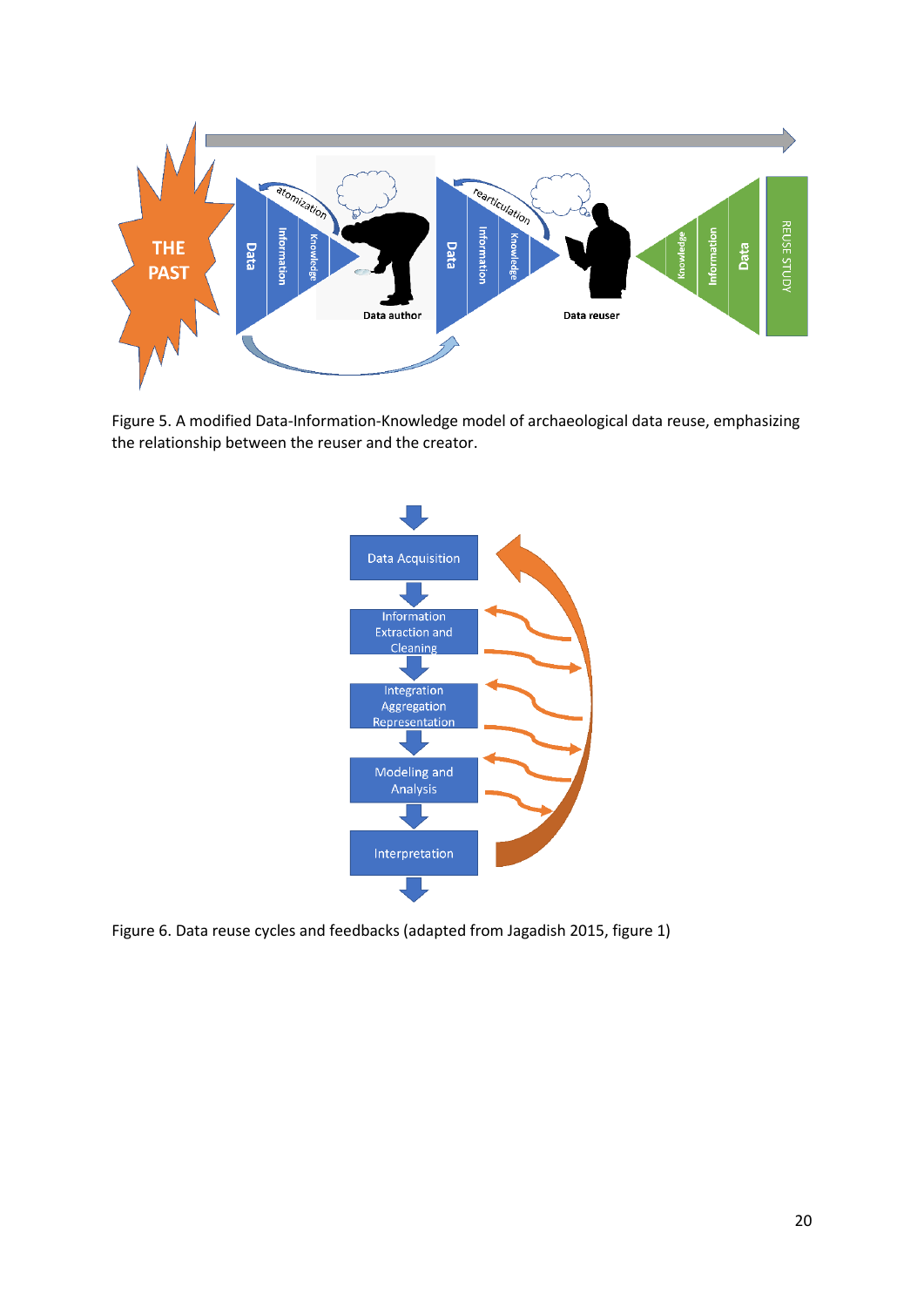THE PAST

Data

Information

Knowledge

atomization

Data author

Data

Information

Knowledge

rearticulation

Data reuser

Knowledge

Information

Data

REUSE STUDY

Figure 5. A modified Data-Information-Knowledge model of archaeological data reuse, emphasizing the relationship between the reuser and the creator.

Data Acquisition

Information Extraction and Cleaning

Integration Aggregation Representation

Modeling and Analysis

Interpretation

Figure 6. Data reuse cycles and feedbacks (adapted from Jagadish 2015, figure 1)